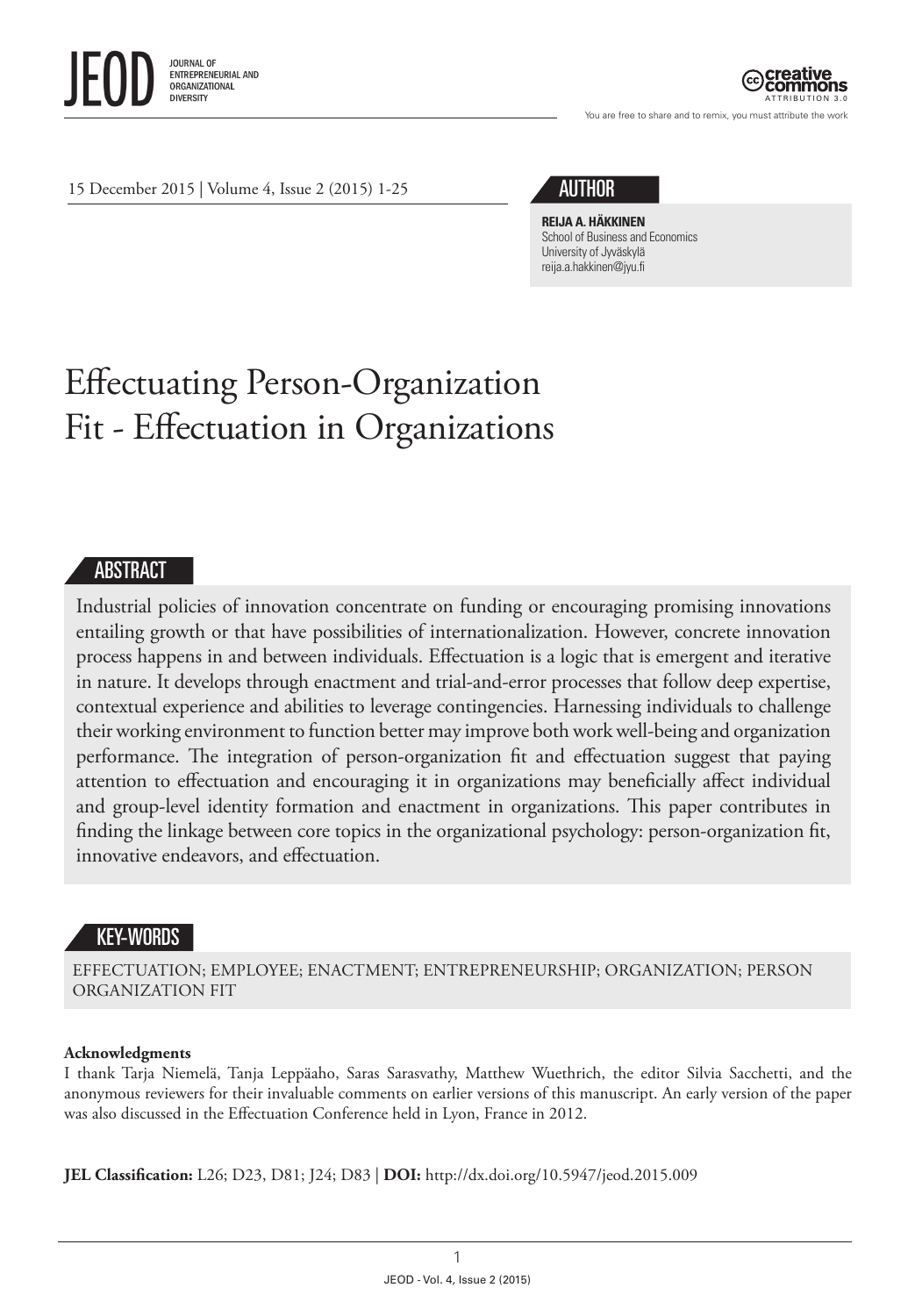15 December 2015 | Volume 4, Issue 2 (2015) 1-25

## AUTHOR

**REIJA A. HÄKKINEN**
School of Business and Economics
University of Jyväskylä
reija.a.hakkinen@jyu.fi

# Effectuating Person-Organization Fit - Effectuation in Organizations

## ABSTRACT

Industrial policies of innovation concentrate on funding or encouraging promising innovations entailing growth or that have possibilities of internationalization. However, concrete innovation process happens in and between individuals. Effectuation is a logic that is emergent and iterative in nature. It develops through enactment and trial-and-error processes that follow deep expertise, contextual experience and abilities to leverage contingencies. Harnessing individuals to challenge their working environment to function better may improve both work well-being and organization performance. The integration of person-organization fit and effectuation suggest that paying attention to effectuation and encouraging it in organizations may beneficially affect individual and group-level identity formation and enactment in organizations. This paper contributes in finding the linkage between core topics in the organizational psychology: person-organization fit, innovative endeavors, and effectuation.

## KEY-WORDS

EFFECTUATION; EMPLOYEE; ENACTMENT; ENTREPRENEURSHIP; ORGANIZATION; PERSON ORGANIZATION FIT

**Acknowledgments**
I thank Tarja Niemelä, Tanja Leppäaho, Saras Sarasvathy, Matthew Wuethrich, the editor Silvia Sacchetti, and the anonymous reviewers for their invaluable comments on earlier versions of this manuscript. An early version of the paper was also discussed in the Effectuation Conference held in Lyon, France in 2012.

**JEL Classification:** L26; D23, D81; J24; D83 | **DOI:** http://dx.doi.org/10.5947/jeod.2015.009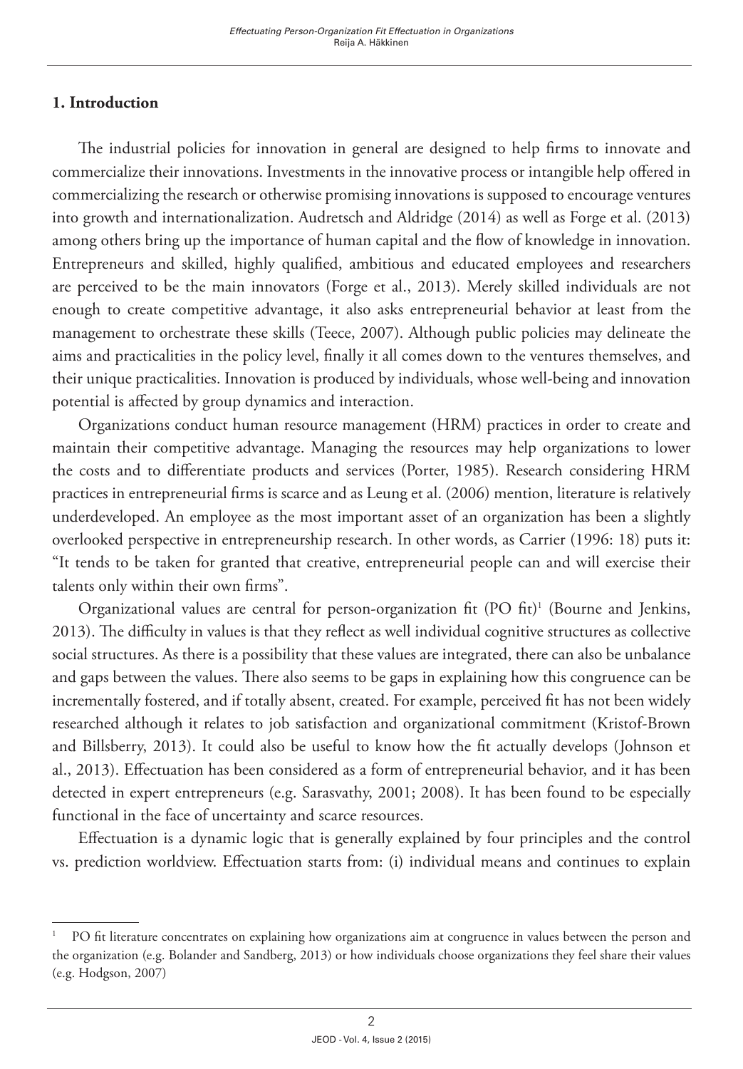## 1. Introduction

The industrial policies for innovation in general are designed to help firms to innovate and commercialize their innovations. Investments in the innovative process or intangible help offered in commercializing the research or otherwise promising innovations is supposed to encourage ventures into growth and internationalization. Audretsch and Aldridge (2014) as well as Forge et al. (2013) among others bring up the importance of human capital and the flow of knowledge in innovation. Entrepreneurs and skilled, highly qualified, ambitious and educated employees and researchers are perceived to be the main innovators (Forge et al., 2013). Merely skilled individuals are not enough to create competitive advantage, it also asks entrepreneurial behavior at least from the management to orchestrate these skills (Teece, 2007). Although public policies may delineate the aims and practicalities in the policy level, finally it all comes down to the ventures themselves, and their unique practicalities. Innovation is produced by individuals, whose well-being and innovation potential is affected by group dynamics and interaction.

Organizations conduct human resource management (HRM) practices in order to create and maintain their competitive advantage. Managing the resources may help organizations to lower the costs and to differentiate products and services (Porter, 1985). Research considering HRM practices in entrepreneurial firms is scarce and as Leung et al. (2006) mention, literature is relatively underdeveloped. An employee as the most important asset of an organization has been a slightly overlooked perspective in entrepreneurship research. In other words, as Carrier (1996: 18) puts it: "It tends to be taken for granted that creative, entrepreneurial people can and will exercise their talents only within their own firms".

Organizational values are central for person-organization fit (PO fit)[1] (Bourne and Jenkins, 2013). The difficulty in values is that they reflect as well individual cognitive structures as collective social structures. As there is a possibility that these values are integrated, there can also be unbalance and gaps between the values. There also seems to be gaps in explaining how this congruence can be incrementally fostered, and if totally absent, created. For example, perceived fit has not been widely researched although it relates to job satisfaction and organizational commitment (Kristof-Brown and Billsberry, 2013). It could also be useful to know how the fit actually develops (Johnson et al., 2013). Effectuation has been considered as a form of entrepreneurial behavior, and it has been detected in expert entrepreneurs (e.g. Sarasvathy, 2001; 2008). It has been found to be especially functional in the face of uncertainty and scarce resources.

Effectuation is a dynamic logic that is generally explained by four principles and the control vs. prediction worldview. Effectuation starts from: (i) individual means and continues to explain

[1] PO fit literature concentrates on explaining how organizations aim at congruence in values between the person and the organization (e.g. Bolander and Sandberg, 2013) or how individuals choose organizations they feel share their values (e.g. Hodgson, 2007)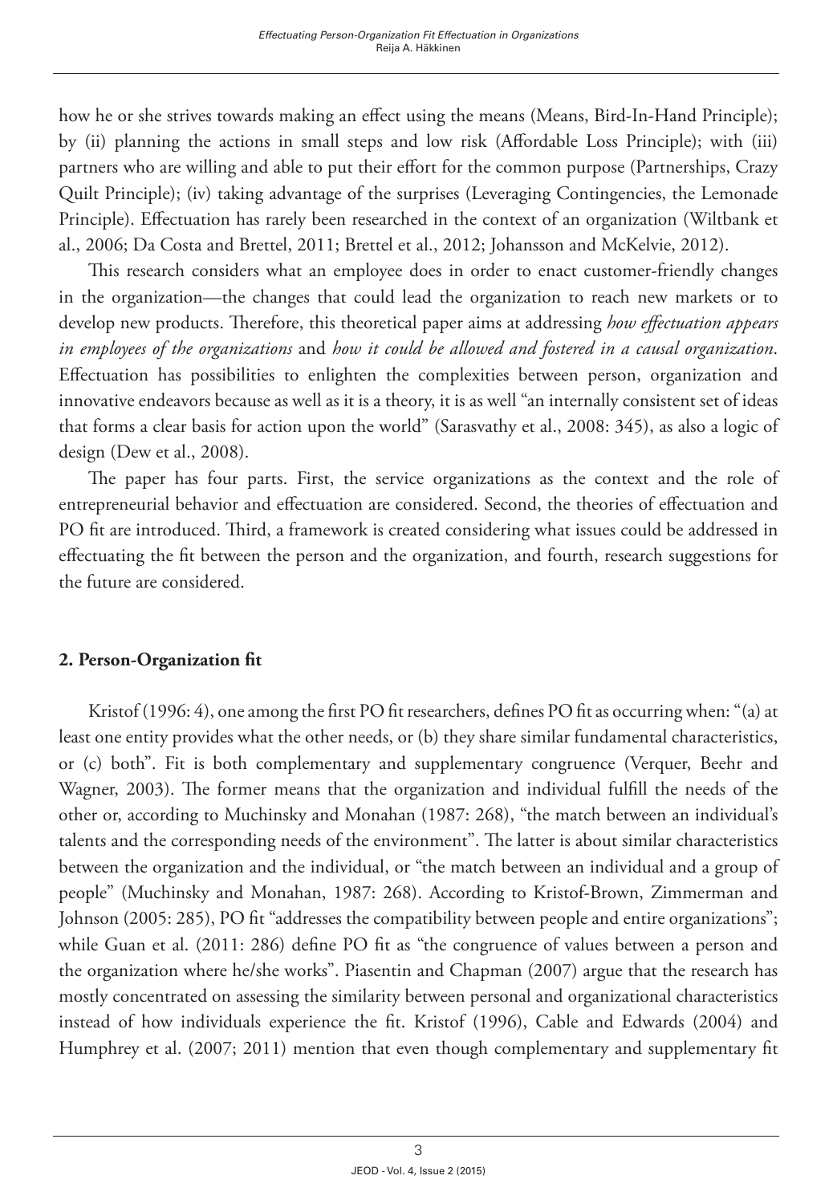how he or she strives towards making an effect using the means (Means, Bird-In-Hand Principle); by (ii) planning the actions in small steps and low risk (Affordable Loss Principle); with (iii) partners who are willing and able to put their effort for the common purpose (Partnerships, Crazy Quilt Principle); (iv) taking advantage of the surprises (Leveraging Contingencies, the Lemonade Principle). Effectuation has rarely been researched in the context of an organization (Wiltbank et al., 2006; Da Costa and Brettel, 2011; Brettel et al., 2012; Johansson and McKelvie, 2012).

This research considers what an employee does in order to enact customer-friendly changes in the organization—the changes that could lead the organization to reach new markets or to develop new products. Therefore, this theoretical paper aims at addressing *how effectuation appears in employees of the organizations* and *how it could be allowed and fostered in a causal organization*. Effectuation has possibilities to enlighten the complexities between person, organization and innovative endeavors because as well as it is a theory, it is as well "an internally consistent set of ideas that forms a clear basis for action upon the world" (Sarasvathy et al., 2008: 345), as also a logic of design (Dew et al., 2008).

The paper has four parts. First, the service organizations as the context and the role of entrepreneurial behavior and effectuation are considered. Second, the theories of effectuation and PO fit are introduced. Third, a framework is created considering what issues could be addressed in effectuating the fit between the person and the organization, and fourth, research suggestions for the future are considered.

## 2. Person-Organization fit

Kristof (1996: 4), one among the first PO fit researchers, defines PO fit as occurring when: "(a) at least one entity provides what the other needs, or (b) they share similar fundamental characteristics, or (c) both". Fit is both complementary and supplementary congruence (Verquer, Beehr and Wagner, 2003). The former means that the organization and individual fulfill the needs of the other or, according to Muchinsky and Monahan (1987: 268), "the match between an individual's talents and the corresponding needs of the environment". The latter is about similar characteristics between the organization and the individual, or "the match between an individual and a group of people" (Muchinsky and Monahan, 1987: 268). According to Kristof-Brown, Zimmerman and Johnson (2005: 285), PO fit "addresses the compatibility between people and entire organizations"; while Guan et al. (2011: 286) define PO fit as "the congruence of values between a person and the organization where he/she works". Piasentin and Chapman (2007) argue that the research has mostly concentrated on assessing the similarity between personal and organizational characteristics instead of how individuals experience the fit. Kristof (1996), Cable and Edwards (2004) and Humphrey et al. (2007; 2011) mention that even though complementary and supplementary fit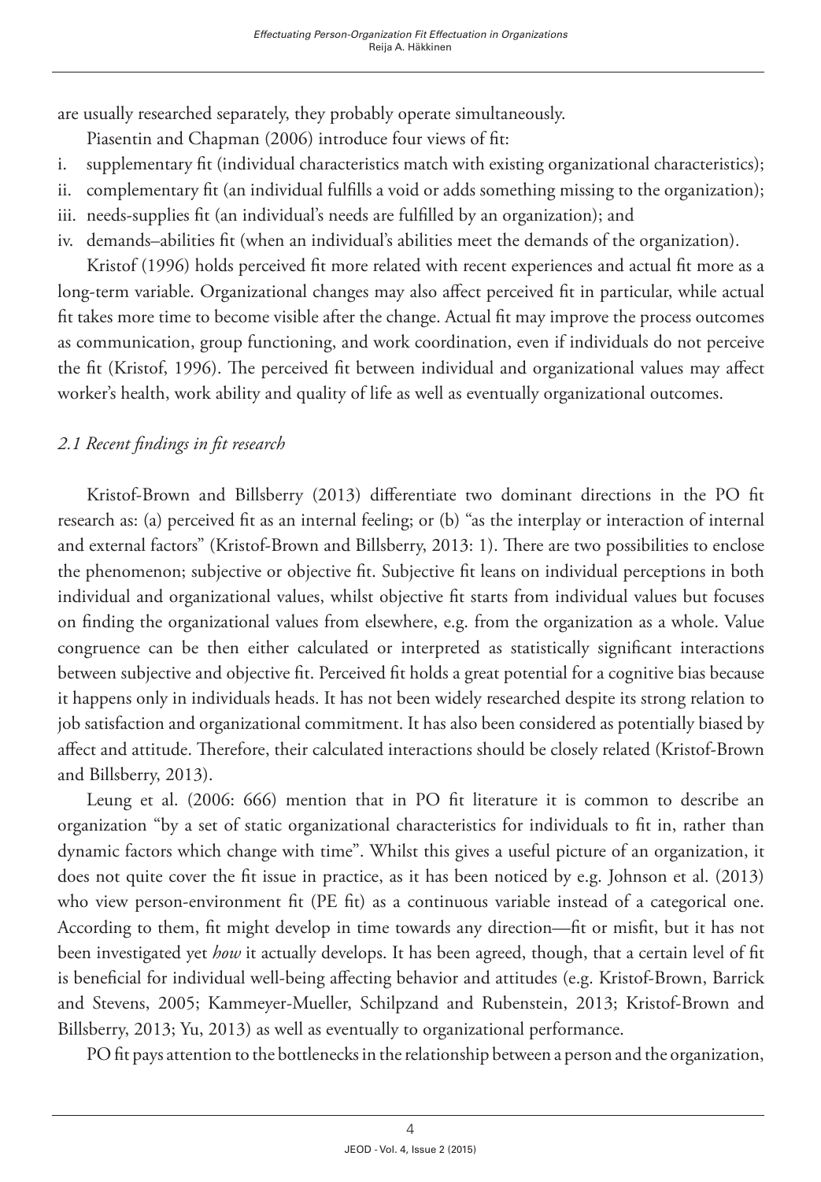are usually researched separately, they probably operate simultaneously.

Piasentin and Chapman (2006) introduce four views of fit:

i. supplementary fit (individual characteristics match with existing organizational characteristics);
ii. complementary fit (an individual fulfills a void or adds something missing to the organization);
iii. needs-supplies fit (an individual's needs are fulfilled by an organization); and
iv. demands–abilities fit (when an individual's abilities meet the demands of the organization).

Kristof (1996) holds perceived fit more related with recent experiences and actual fit more as a long-term variable. Organizational changes may also affect perceived fit in particular, while actual fit takes more time to become visible after the change. Actual fit may improve the process outcomes as communication, group functioning, and work coordination, even if individuals do not perceive the fit (Kristof, 1996). The perceived fit between individual and organizational values may affect worker's health, work ability and quality of life as well as eventually organizational outcomes.

### *2.1 Recent findings in fit research*

Kristof-Brown and Billsberry (2013) differentiate two dominant directions in the PO fit research as: (a) perceived fit as an internal feeling; or (b) "as the interplay or interaction of internal and external factors" (Kristof-Brown and Billsberry, 2013: 1). There are two possibilities to enclose the phenomenon; subjective or objective fit. Subjective fit leans on individual perceptions in both individual and organizational values, whilst objective fit starts from individual values but focuses on finding the organizational values from elsewhere, e.g. from the organization as a whole. Value congruence can be then either calculated or interpreted as statistically significant interactions between subjective and objective fit. Perceived fit holds a great potential for a cognitive bias because it happens only in individuals heads. It has not been widely researched despite its strong relation to job satisfaction and organizational commitment. It has also been considered as potentially biased by affect and attitude. Therefore, their calculated interactions should be closely related (Kristof-Brown and Billsberry, 2013).

Leung et al. (2006: 666) mention that in PO fit literature it is common to describe an organization "by a set of static organizational characteristics for individuals to fit in, rather than dynamic factors which change with time". Whilst this gives a useful picture of an organization, it does not quite cover the fit issue in practice, as it has been noticed by e.g. Johnson et al. (2013) who view person-environment fit (PE fit) as a continuous variable instead of a categorical one. According to them, fit might develop in time towards any direction—fit or misfit, but it has not been investigated yet *how* it actually develops. It has been agreed, though, that a certain level of fit is beneficial for individual well-being affecting behavior and attitudes (e.g. Kristof-Brown, Barrick and Stevens, 2005; Kammeyer-Mueller, Schilpzand and Rubenstein, 2013; Kristof-Brown and Billsberry, 2013; Yu, 2013) as well as eventually to organizational performance.

PO fit pays attention to the bottlenecks in the relationship between a person and the organization,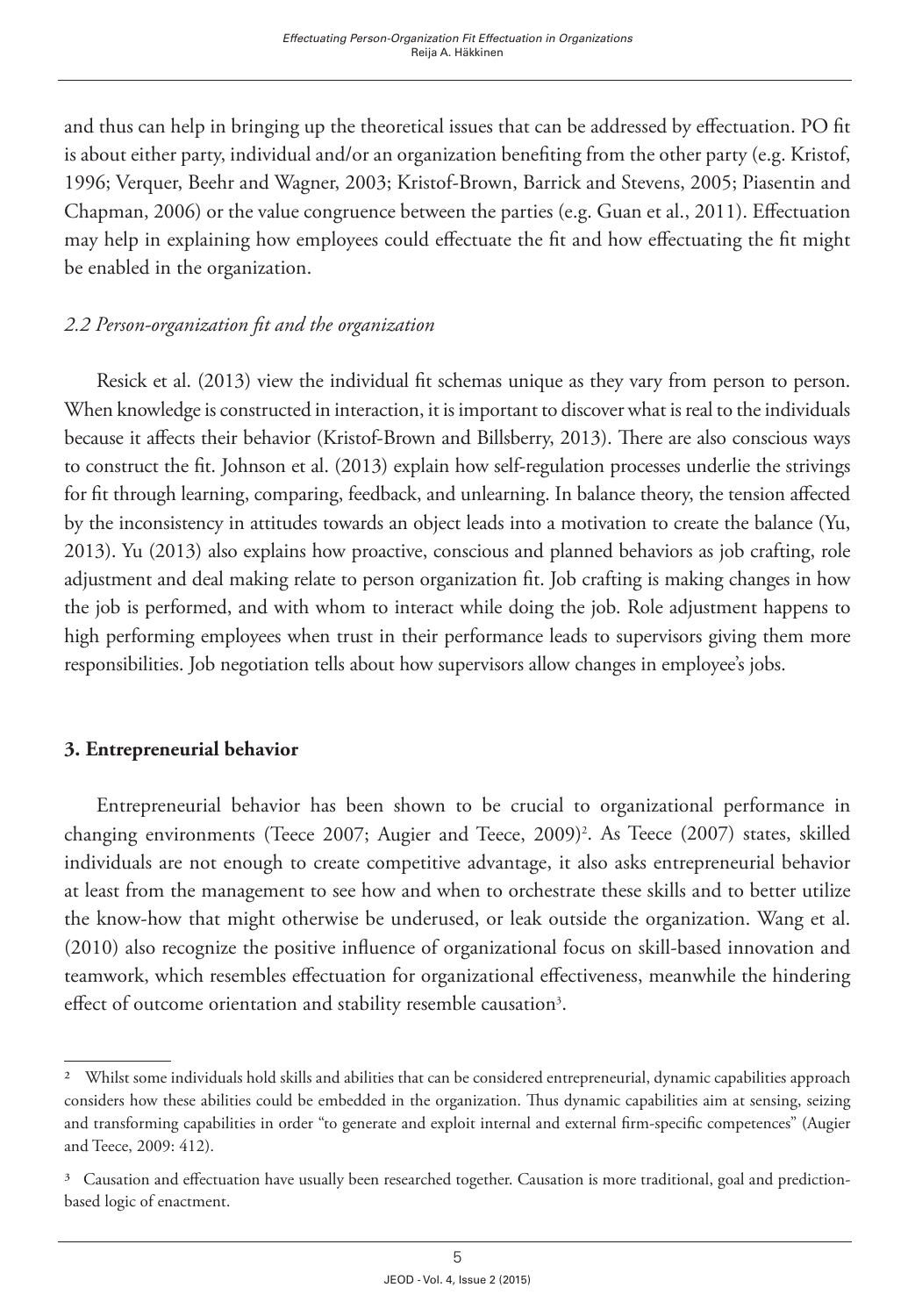and thus can help in bringing up the theoretical issues that can be addressed by effectuation. PO fit is about either party, individual and/or an organization benefiting from the other party (e.g. Kristof, 1996; Verquer, Beehr and Wagner, 2003; Kristof-Brown, Barrick and Stevens, 2005; Piasentin and Chapman, 2006) or the value congruence between the parties (e.g. Guan et al., 2011). Effectuation may help in explaining how employees could effectuate the fit and how effectuating the fit might be enabled in the organization.

### *2.2 Person-organization fit and the organization*

Resick et al. (2013) view the individual fit schemas unique as they vary from person to person. When knowledge is constructed in interaction, it is important to discover what is real to the individuals because it affects their behavior (Kristof-Brown and Billsberry, 2013). There are also conscious ways to construct the fit. Johnson et al. (2013) explain how self-regulation processes underlie the strivings for fit through learning, comparing, feedback, and unlearning. In balance theory, the tension affected by the inconsistency in attitudes towards an object leads into a motivation to create the balance (Yu, 2013). Yu (2013) also explains how proactive, conscious and planned behaviors as job crafting, role adjustment and deal making relate to person organization fit. Job crafting is making changes in how the job is performed, and with whom to interact while doing the job. Role adjustment happens to high performing employees when trust in their performance leads to supervisors giving them more responsibilities. Job negotiation tells about how supervisors allow changes in employee's jobs.

## **3. Entrepreneurial behavior**

Entrepreneurial behavior has been shown to be crucial to organizational performance in changing environments (Teece 2007; Augier and Teece, 2009)[2]. As Teece (2007) states, skilled individuals are not enough to create competitive advantage, it also asks entrepreneurial behavior at least from the management to see how and when to orchestrate these skills and to better utilize the know-how that might otherwise be underused, or leak outside the organization. Wang et al. (2010) also recognize the positive influence of organizational focus on skill-based innovation and teamwork, which resembles effectuation for organizational effectiveness, meanwhile the hindering effect of outcome orientation and stability resemble causation[3].

---

[2] Whilst some individuals hold skills and abilities that can be considered entrepreneurial, dynamic capabilities approach considers how these abilities could be embedded in the organization. Thus dynamic capabilities aim at sensing, seizing and transforming capabilities in order "to generate and exploit internal and external firm-specific competences" (Augier and Teece, 2009: 412).

[3] Causation and effectuation have usually been researched together. Causation is more traditional, goal and prediction-based logic of enactment.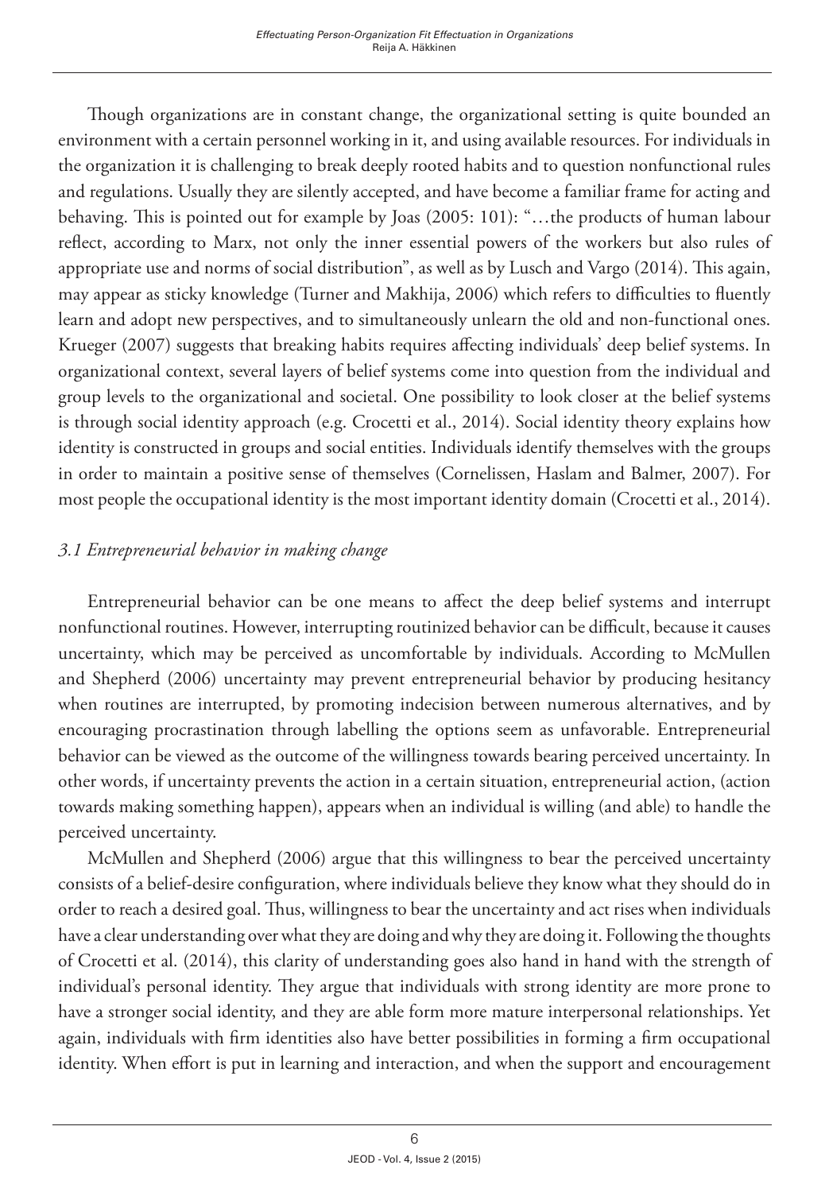Though organizations are in constant change, the organizational setting is quite bounded an environment with a certain personnel working in it, and using available resources. For individuals in the organization it is challenging to break deeply rooted habits and to question nonfunctional rules and regulations. Usually they are silently accepted, and have become a familiar frame for acting and behaving. This is pointed out for example by Joas (2005: 101): "…the products of human labour reflect, according to Marx, not only the inner essential powers of the workers but also rules of appropriate use and norms of social distribution", as well as by Lusch and Vargo (2014). This again, may appear as sticky knowledge (Turner and Makhija, 2006) which refers to difficulties to fluently learn and adopt new perspectives, and to simultaneously unlearn the old and non-functional ones. Krueger (2007) suggests that breaking habits requires affecting individuals' deep belief systems. In organizational context, several layers of belief systems come into question from the individual and group levels to the organizational and societal. One possibility to look closer at the belief systems is through social identity approach (e.g. Crocetti et al., 2014). Social identity theory explains how identity is constructed in groups and social entities. Individuals identify themselves with the groups in order to maintain a positive sense of themselves (Cornelissen, Haslam and Balmer, 2007). For most people the occupational identity is the most important identity domain (Crocetti et al., 2014).

### *3.1 Entrepreneurial behavior in making change*

Entrepreneurial behavior can be one means to affect the deep belief systems and interrupt nonfunctional routines. However, interrupting routinized behavior can be difficult, because it causes uncertainty, which may be perceived as uncomfortable by individuals. According to McMullen and Shepherd (2006) uncertainty may prevent entrepreneurial behavior by producing hesitancy when routines are interrupted, by promoting indecision between numerous alternatives, and by encouraging procrastination through labelling the options seem as unfavorable. Entrepreneurial behavior can be viewed as the outcome of the willingness towards bearing perceived uncertainty. In other words, if uncertainty prevents the action in a certain situation, entrepreneurial action, (action towards making something happen), appears when an individual is willing (and able) to handle the perceived uncertainty.

McMullen and Shepherd (2006) argue that this willingness to bear the perceived uncertainty consists of a belief-desire configuration, where individuals believe they know what they should do in order to reach a desired goal. Thus, willingness to bear the uncertainty and act rises when individuals have a clear understanding over what they are doing and why they are doing it. Following the thoughts of Crocetti et al. (2014), this clarity of understanding goes also hand in hand with the strength of individual's personal identity. They argue that individuals with strong identity are more prone to have a stronger social identity, and they are able form more mature interpersonal relationships. Yet again, individuals with firm identities also have better possibilities in forming a firm occupational identity. When effort is put in learning and interaction, and when the support and encouragement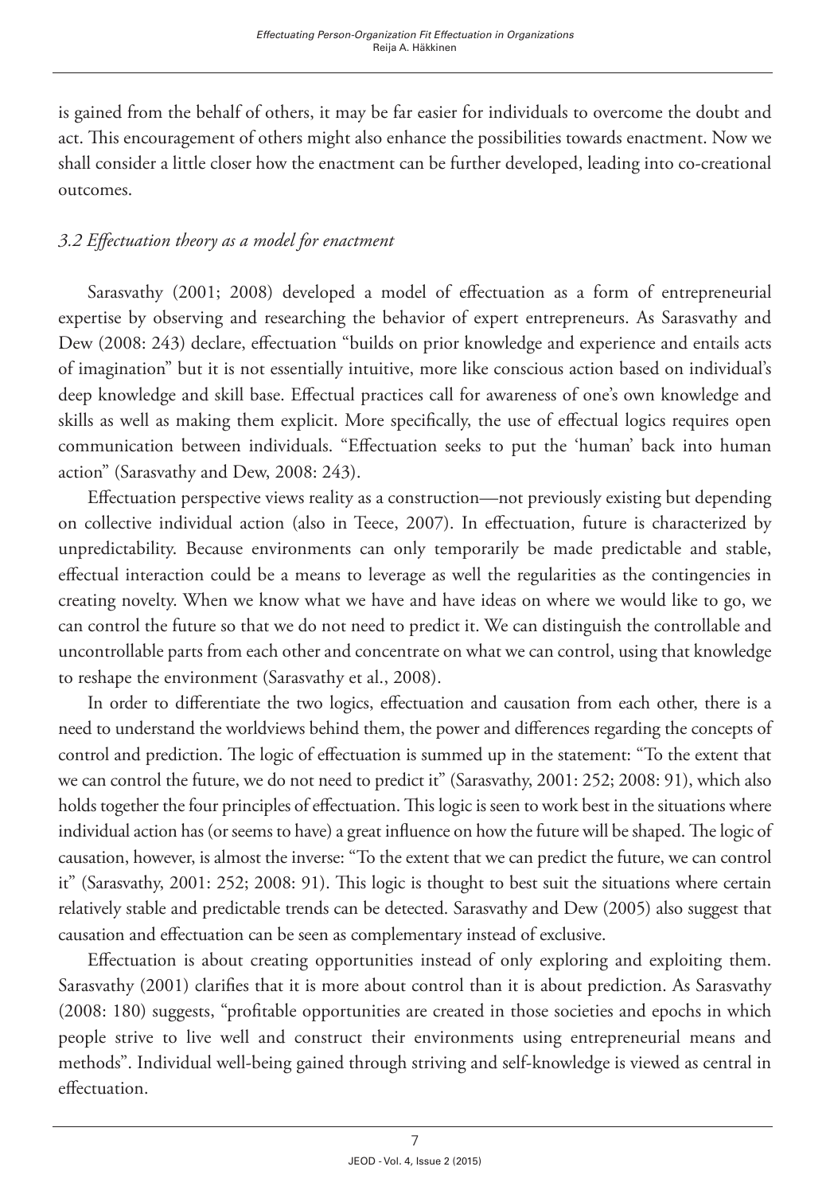is gained from the behalf of others, it may be far easier for individuals to overcome the doubt and act. This encouragement of others might also enhance the possibilities towards enactment. Now we shall consider a little closer how the enactment can be further developed, leading into co-creational outcomes.

### *3.2 Effectuation theory as a model for enactment*

Sarasvathy (2001; 2008) developed a model of effectuation as a form of entrepreneurial expertise by observing and researching the behavior of expert entrepreneurs. As Sarasvathy and Dew (2008: 243) declare, effectuation "builds on prior knowledge and experience and entails acts of imagination" but it is not essentially intuitive, more like conscious action based on individual's deep knowledge and skill base. Effectual practices call for awareness of one's own knowledge and skills as well as making them explicit. More specifically, the use of effectual logics requires open communication between individuals. "Effectuation seeks to put the 'human' back into human action" (Sarasvathy and Dew, 2008: 243).

Effectuation perspective views reality as a construction—not previously existing but depending on collective individual action (also in Teece, 2007). In effectuation, future is characterized by unpredictability. Because environments can only temporarily be made predictable and stable, effectual interaction could be a means to leverage as well the regularities as the contingencies in creating novelty. When we know what we have and have ideas on where we would like to go, we can control the future so that we do not need to predict it. We can distinguish the controllable and uncontrollable parts from each other and concentrate on what we can control, using that knowledge to reshape the environment (Sarasvathy et al., 2008).

In order to differentiate the two logics, effectuation and causation from each other, there is a need to understand the worldviews behind them, the power and differences regarding the concepts of control and prediction. The logic of effectuation is summed up in the statement: "To the extent that we can control the future, we do not need to predict it" (Sarasvathy, 2001: 252; 2008: 91), which also holds together the four principles of effectuation. This logic is seen to work best in the situations where individual action has (or seems to have) a great influence on how the future will be shaped. The logic of causation, however, is almost the inverse: "To the extent that we can predict the future, we can control it" (Sarasvathy, 2001: 252; 2008: 91). This logic is thought to best suit the situations where certain relatively stable and predictable trends can be detected. Sarasvathy and Dew (2005) also suggest that causation and effectuation can be seen as complementary instead of exclusive.

Effectuation is about creating opportunities instead of only exploring and exploiting them. Sarasvathy (2001) clarifies that it is more about control than it is about prediction. As Sarasvathy (2008: 180) suggests, "profitable opportunities are created in those societies and epochs in which people strive to live well and construct their environments using entrepreneurial means and methods". Individual well-being gained through striving and self-knowledge is viewed as central in effectuation.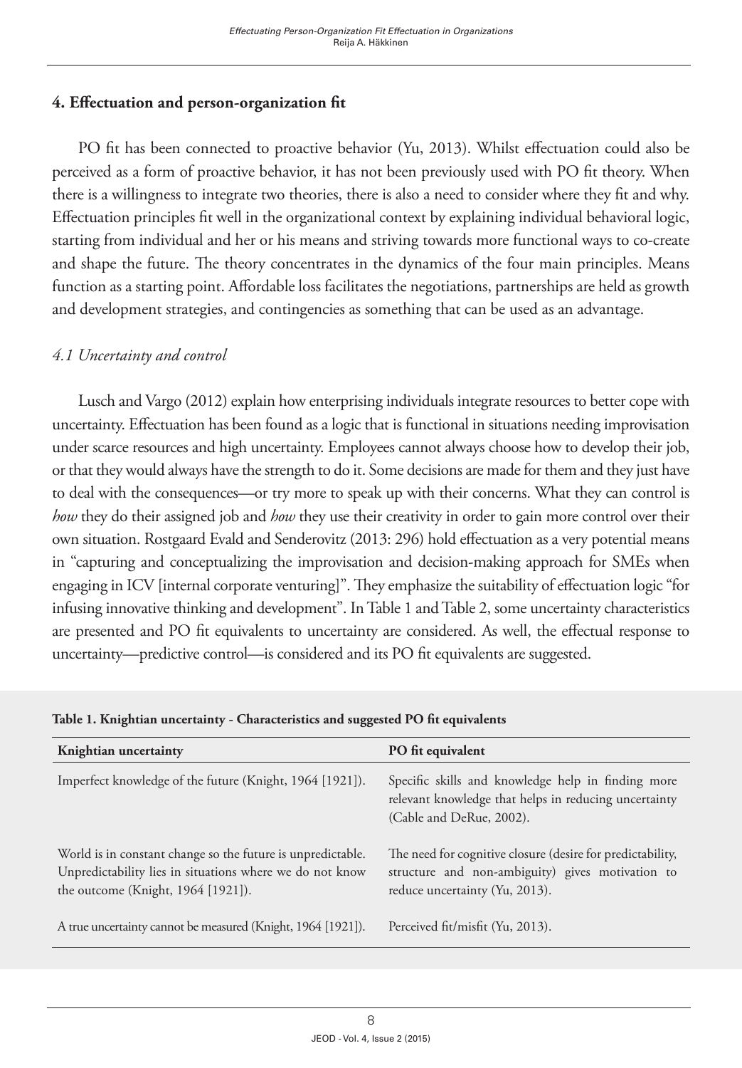## 4. Effectuation and person-organization fit

PO fit has been connected to proactive behavior (Yu, 2013). Whilst effectuation could also be perceived as a form of proactive behavior, it has not been previously used with PO fit theory. When there is a willingness to integrate two theories, there is also a need to consider where they fit and why. Effectuation principles fit well in the organizational context by explaining individual behavioral logic, starting from individual and her or his means and striving towards more functional ways to co-create and shape the future. The theory concentrates in the dynamics of the four main principles. Means function as a starting point. Affordable loss facilitates the negotiations, partnerships are held as growth and development strategies, and contingencies as something that can be used as an advantage.

### *4.1 Uncertainty and control*

Lusch and Vargo (2012) explain how enterprising individuals integrate resources to better cope with uncertainty. Effectuation has been found as a logic that is functional in situations needing improvisation under scarce resources and high uncertainty. Employees cannot always choose how to develop their job, or that they would always have the strength to do it. Some decisions are made for them and they just have to deal with the consequences—or try more to speak up with their concerns. What they can control is *how* they do their assigned job and *how* they use their creativity in order to gain more control over their own situation. Rostgaard Evald and Senderovitz (2013: 296) hold effectuation as a very potential means in "capturing and conceptualizing the improvisation and decision-making approach for SMEs when engaging in ICV [internal corporate venturing]". They emphasize the suitability of effectuation logic "for infusing innovative thinking and development". In Table 1 and Table 2, some uncertainty characteristics are presented and PO fit equivalents to uncertainty are considered. As well, the effectual response to uncertainty—predictive control—is considered and its PO fit equivalents are suggested.

**Table 1. Knightian uncertainty - Characteristics and suggested PO fit equivalents**

| Knightian uncertainty | PO fit equivalent |
|---|---|
| Imperfect knowledge of the future (Knight, 1964 [1921]). | Specific skills and knowledge help in finding more relevant knowledge that helps in reducing uncertainty (Cable and DeRue, 2002). |
| World is in constant change so the future is unpredictable. Unpredictability lies in situations where we do not know the outcome (Knight, 1964 [1921]). | The need for cognitive closure (desire for predictability, structure and non-ambiguity) gives motivation to reduce uncertainty (Yu, 2013). |
| A true uncertainty cannot be measured (Knight, 1964 [1921]). | Perceived fit/misfit (Yu, 2013). |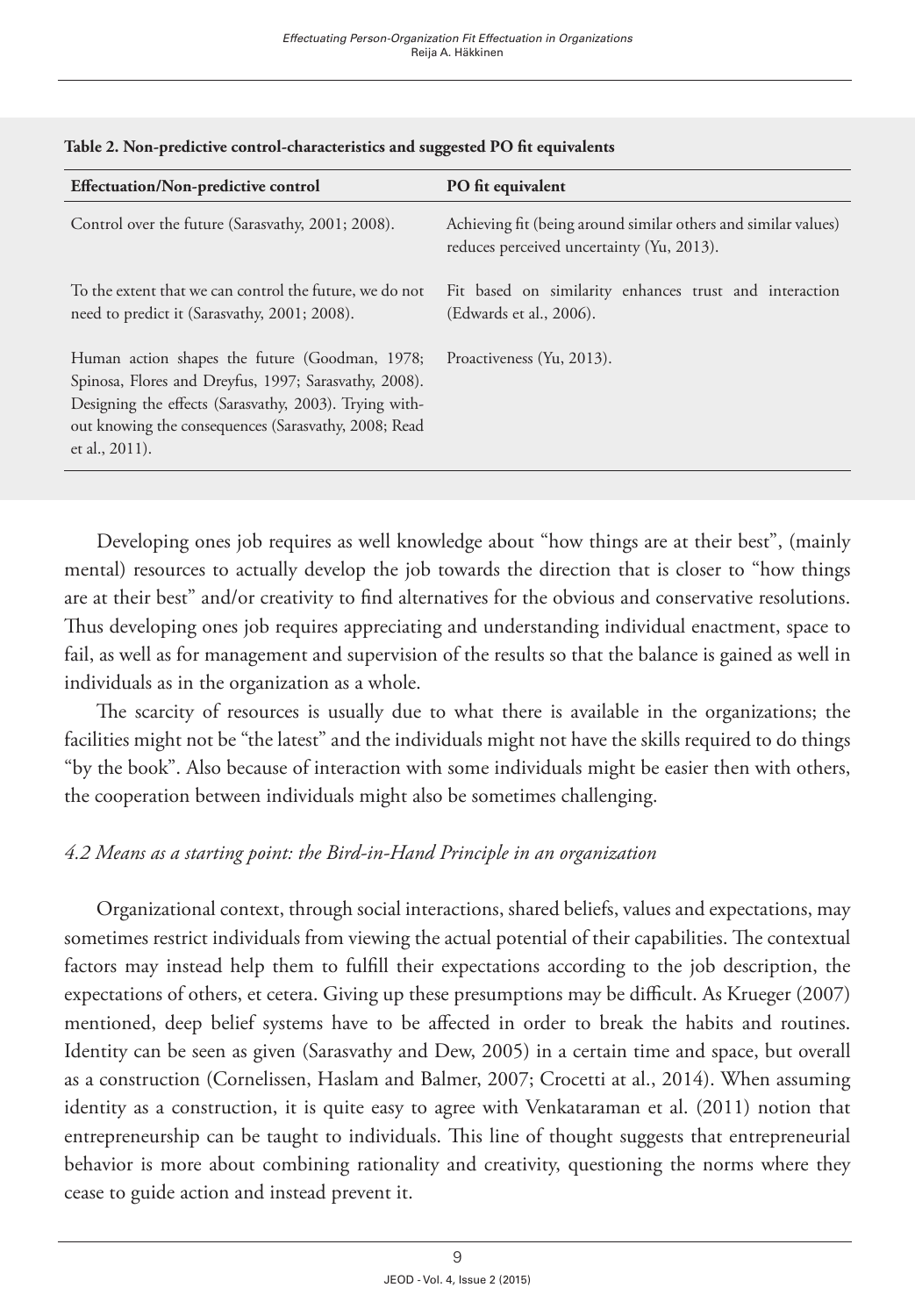**Table 2. Non-predictive control-characteristics and suggested PO fit equivalents**

| Effectuation/Non-predictive control | PO fit equivalent |
| --- | --- |
| Control over the future (Sarasvathy, 2001; 2008). | Achieving fit (being around similar others and similar values) reduces perceived uncertainty (Yu, 2013). |
| To the extent that we can control the future, we do not need to predict it (Sarasvathy, 2001; 2008). | Fit based on similarity enhances trust and interaction (Edwards et al., 2006). |
| Human action shapes the future (Goodman, 1978; Spinosa, Flores and Dreyfus, 1997; Sarasvathy, 2008). Designing the effects (Sarasvathy, 2003). Trying without knowing the consequences (Sarasvathy, 2008; Read et al., 2011). | Proactiveness (Yu, 2013). |

Developing ones job requires as well knowledge about "how things are at their best", (mainly mental) resources to actually develop the job towards the direction that is closer to "how things are at their best" and/or creativity to find alternatives for the obvious and conservative resolutions. Thus developing ones job requires appreciating and understanding individual enactment, space to fail, as well as for management and supervision of the results so that the balance is gained as well in individuals as in the organization as a whole.

The scarcity of resources is usually due to what there is available in the organizations; the facilities might not be "the latest" and the individuals might not have the skills required to do things "by the book". Also because of interaction with some individuals might be easier then with others, the cooperation between individuals might also be sometimes challenging.

### *4.2 Means as a starting point: the Bird-in-Hand Principle in an organization*

Organizational context, through social interactions, shared beliefs, values and expectations, may sometimes restrict individuals from viewing the actual potential of their capabilities. The contextual factors may instead help them to fulfill their expectations according to the job description, the expectations of others, et cetera. Giving up these presumptions may be difficult. As Krueger (2007) mentioned, deep belief systems have to be affected in order to break the habits and routines. Identity can be seen as given (Sarasvathy and Dew, 2005) in a certain time and space, but overall as a construction (Cornelissen, Haslam and Balmer, 2007; Crocetti at al., 2014). When assuming identity as a construction, it is quite easy to agree with Venkataraman et al. (2011) notion that entrepreneurship can be taught to individuals. This line of thought suggests that entrepreneurial behavior is more about combining rationality and creativity, questioning the norms where they cease to guide action and instead prevent it.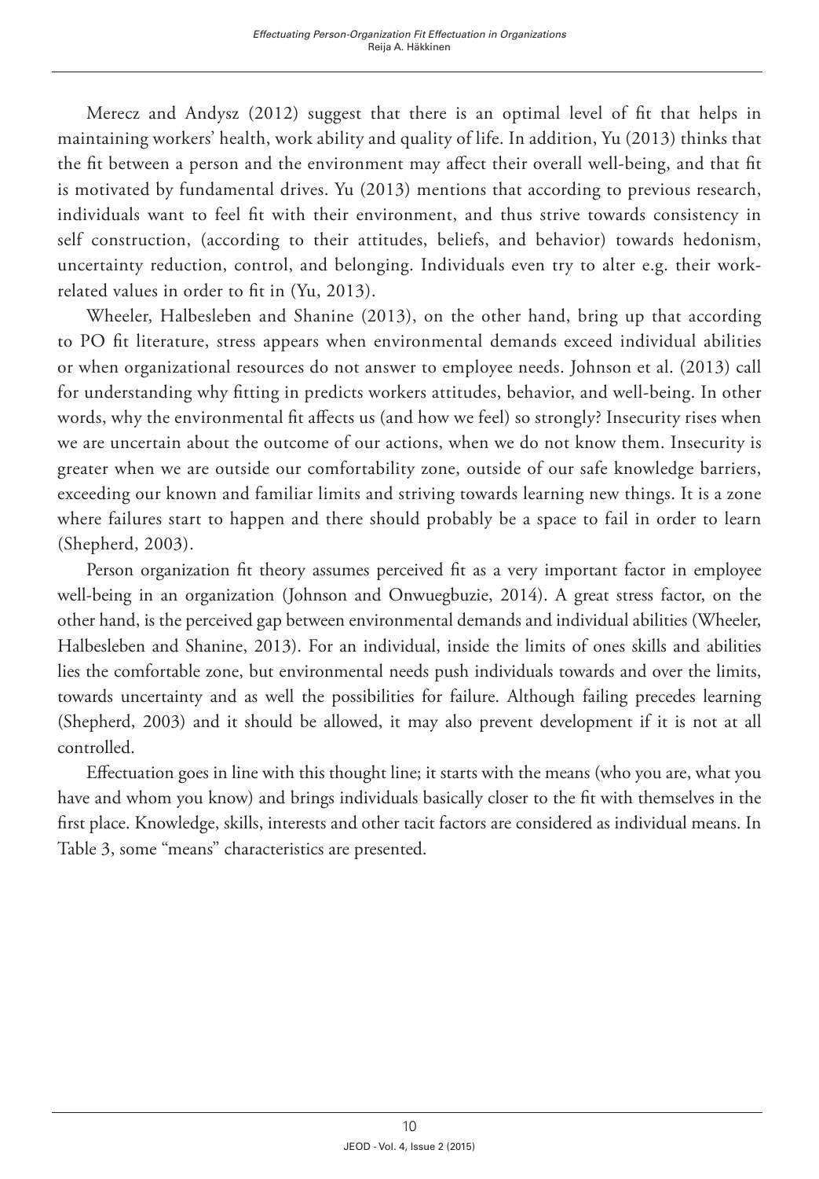Merecz and Andysz (2012) suggest that there is an optimal level of fit that helps in maintaining workers' health, work ability and quality of life. In addition, Yu (2013) thinks that the fit between a person and the environment may affect their overall well-being, and that fit is motivated by fundamental drives. Yu (2013) mentions that according to previous research, individuals want to feel fit with their environment, and thus strive towards consistency in self construction, (according to their attitudes, beliefs, and behavior) towards hedonism, uncertainty reduction, control, and belonging. Individuals even try to alter e.g. their work-related values in order to fit in (Yu, 2013).

Wheeler, Halbesleben and Shanine (2013), on the other hand, bring up that according to PO fit literature, stress appears when environmental demands exceed individual abilities or when organizational resources do not answer to employee needs. Johnson et al. (2013) call for understanding why fitting in predicts workers attitudes, behavior, and well-being. In other words, why the environmental fit affects us (and how we feel) so strongly? Insecurity rises when we are uncertain about the outcome of our actions, when we do not know them. Insecurity is greater when we are outside our comfortability zone, outside of our safe knowledge barriers, exceeding our known and familiar limits and striving towards learning new things. It is a zone where failures start to happen and there should probably be a space to fail in order to learn (Shepherd, 2003).

Person organization fit theory assumes perceived fit as a very important factor in employee well-being in an organization (Johnson and Onwuegbuzie, 2014). A great stress factor, on the other hand, is the perceived gap between environmental demands and individual abilities (Wheeler, Halbesleben and Shanine, 2013). For an individual, inside the limits of ones skills and abilities lies the comfortable zone, but environmental needs push individuals towards and over the limits, towards uncertainty and as well the possibilities for failure. Although failing precedes learning (Shepherd, 2003) and it should be allowed, it may also prevent development if it is not at all controlled.

Effectuation goes in line with this thought line; it starts with the means (who you are, what you have and whom you know) and brings individuals basically closer to the fit with themselves in the first place. Knowledge, skills, interests and other tacit factors are considered as individual means. In Table 3, some "means" characteristics are presented.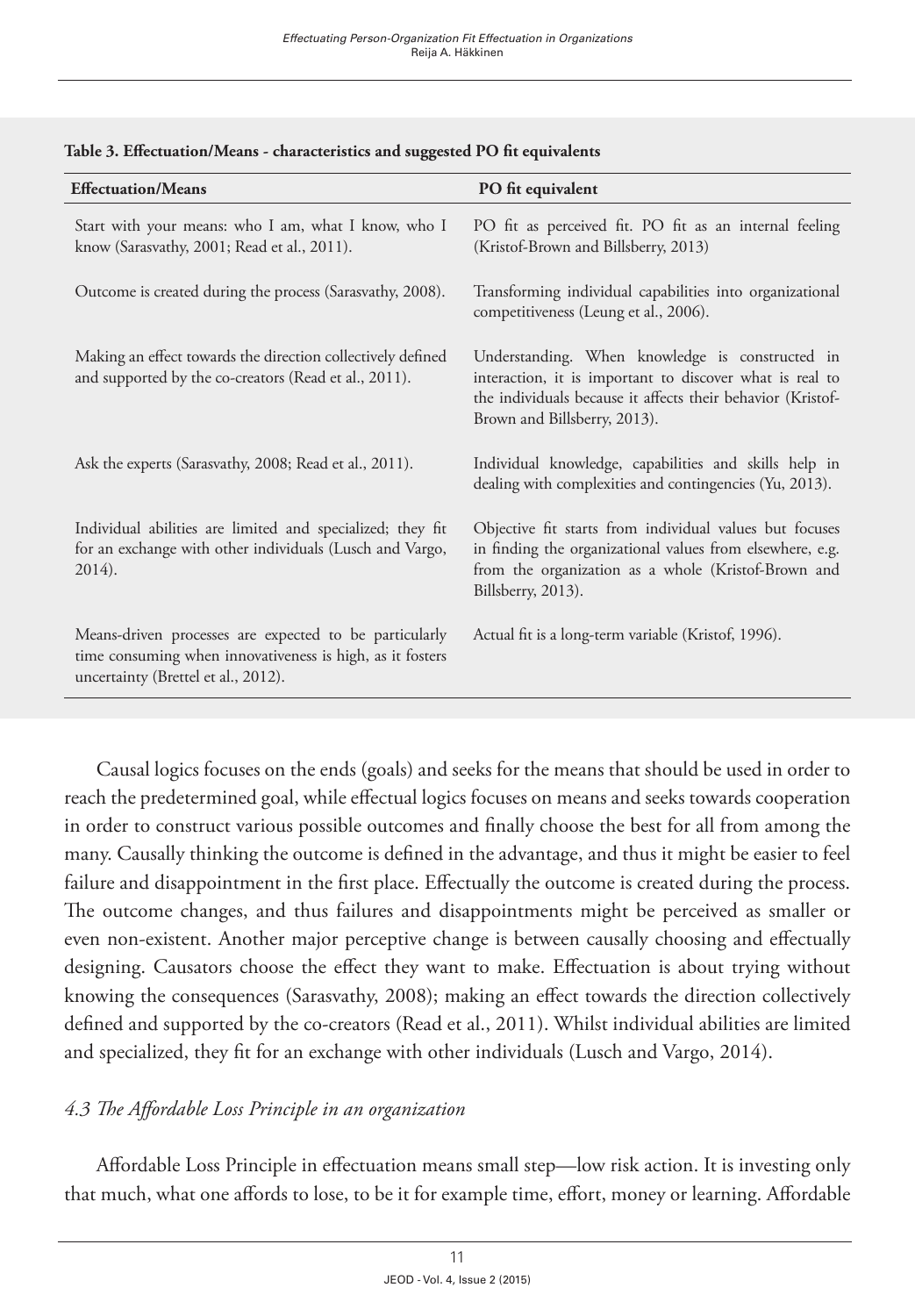**Table 3. Effectuation/Means - characteristics and suggested PO fit equivalents**

| Effectuation/Means | PO fit equivalent |
|---|---|
| Start with your means: who I am, what I know, who I know (Sarasvathy, 2001; Read et al., 2011). | PO fit as perceived fit. PO fit as an internal feeling (Kristof-Brown and Billsberry, 2013) |
| Outcome is created during the process (Sarasvathy, 2008). | Transforming individual capabilities into organizational competitiveness (Leung et al., 2006). |
| Making an effect towards the direction collectively defined and supported by the co-creators (Read et al., 2011). | Understanding. When knowledge is constructed in interaction, it is important to discover what is real to the individuals because it affects their behavior (Kristof-Brown and Billsberry, 2013). |
| Ask the experts (Sarasvathy, 2008; Read et al., 2011). | Individual knowledge, capabilities and skills help in dealing with complexities and contingencies (Yu, 2013). |
| Individual abilities are limited and specialized; they fit for an exchange with other individuals (Lusch and Vargo, 2014). | Objective fit starts from individual values but focuses in finding the organizational values from elsewhere, e.g. from the organization as a whole (Kristof-Brown and Billsberry, 2013). |
| Means-driven processes are expected to be particularly time consuming when innovativeness is high, as it fosters uncertainty (Brettel et al., 2012). | Actual fit is a long-term variable (Kristof, 1996). |

Causal logics focuses on the ends (goals) and seeks for the means that should be used in order to reach the predetermined goal, while effectual logics focuses on means and seeks towards cooperation in order to construct various possible outcomes and finally choose the best for all from among the many. Causally thinking the outcome is defined in the advantage, and thus it might be easier to feel failure and disappointment in the first place. Effectually the outcome is created during the process. The outcome changes, and thus failures and disappointments might be perceived as smaller or even non-existent. Another major perceptive change is between causally choosing and effectually designing. Causators choose the effect they want to make. Effectuation is about trying without knowing the consequences (Sarasvathy, 2008); making an effect towards the direction collectively defined and supported by the co-creators (Read et al., 2011). Whilst individual abilities are limited and specialized, they fit for an exchange with other individuals (Lusch and Vargo, 2014).

### *4.3 The Affordable Loss Principle in an organization*

Affordable Loss Principle in effectuation means small step—low risk action. It is investing only that much, what one affords to lose, to be it for example time, effort, money or learning. Affordable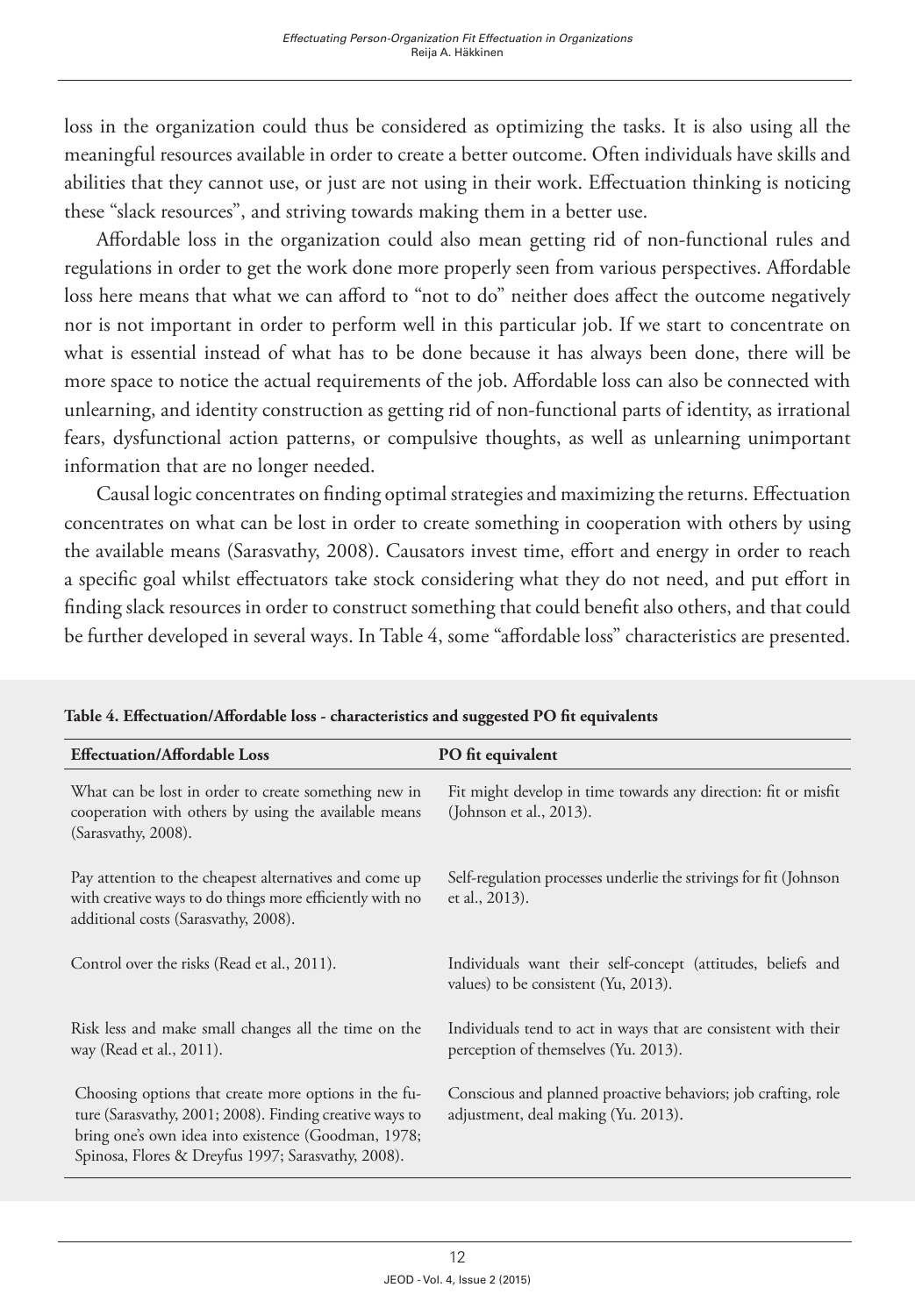loss in the organization could thus be considered as optimizing the tasks. It is also using all the meaningful resources available in order to create a better outcome. Often individuals have skills and abilities that they cannot use, or just are not using in their work. Effectuation thinking is noticing these "slack resources", and striving towards making them in a better use.

Affordable loss in the organization could also mean getting rid of non-functional rules and regulations in order to get the work done more properly seen from various perspectives. Affordable loss here means that what we can afford to "not to do" neither does affect the outcome negatively nor is not important in order to perform well in this particular job. If we start to concentrate on what is essential instead of what has to be done because it has always been done, there will be more space to notice the actual requirements of the job. Affordable loss can also be connected with unlearning, and identity construction as getting rid of non-functional parts of identity, as irrational fears, dysfunctional action patterns, or compulsive thoughts, as well as unlearning unimportant information that are no longer needed.

Causal logic concentrates on finding optimal strategies and maximizing the returns. Effectuation concentrates on what can be lost in order to create something in cooperation with others by using the available means (Sarasvathy, 2008). Causators invest time, effort and energy in order to reach a specific goal whilst effectuators take stock considering what they do not need, and put effort in finding slack resources in order to construct something that could benefit also others, and that could be further developed in several ways. In Table 4, some "affordable loss" characteristics are presented.

**Table 4. Effectuation/Affordable loss - characteristics and suggested PO fit equivalents**

| Effectuation/Affordable Loss | PO fit equivalent |
|---|---|
| What can be lost in order to create something new in cooperation with others by using the available means (Sarasvathy, 2008). | Fit might develop in time towards any direction: fit or misfit (Johnson et al., 2013). |
| Pay attention to the cheapest alternatives and come up with creative ways to do things more efficiently with no additional costs (Sarasvathy, 2008). | Self-regulation processes underlie the strivings for fit (Johnson et al., 2013). |
| Control over the risks (Read et al., 2011). | Individuals want their self-concept (attitudes, beliefs and values) to be consistent (Yu, 2013). |
| Risk less and make small changes all the time on the way (Read et al., 2011). | Individuals tend to act in ways that are consistent with their perception of themselves (Yu. 2013). |
| Choosing options that create more options in the future (Sarasvathy, 2001; 2008). Finding creative ways to bring one's own idea into existence (Goodman, 1978; Spinosa, Flores & Dreyfus 1997; Sarasvathy, 2008). | Conscious and planned proactive behaviors; job crafting, role adjustment, deal making (Yu. 2013). |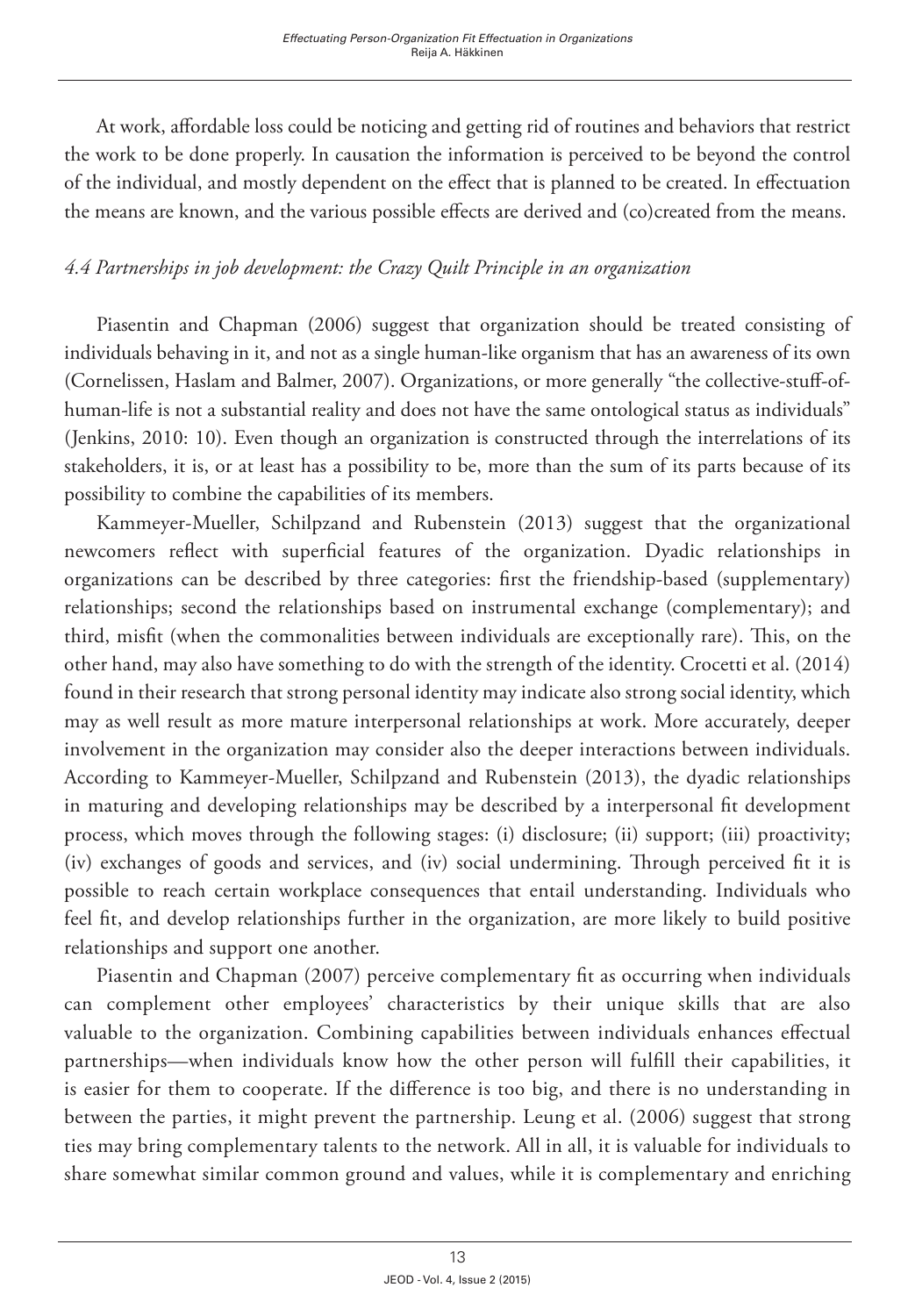At work, affordable loss could be noticing and getting rid of routines and behaviors that restrict the work to be done properly. In causation the information is perceived to be beyond the control of the individual, and mostly dependent on the effect that is planned to be created. In effectuation the means are known, and the various possible effects are derived and (co)created from the means.

### *4.4 Partnerships in job development: the Crazy Quilt Principle in an organization*

Piasentin and Chapman (2006) suggest that organization should be treated consisting of individuals behaving in it, and not as a single human-like organism that has an awareness of its own (Cornelissen, Haslam and Balmer, 2007). Organizations, or more generally "the collective-stuff-of-human-life is not a substantial reality and does not have the same ontological status as individuals" (Jenkins, 2010: 10). Even though an organization is constructed through the interrelations of its stakeholders, it is, or at least has a possibility to be, more than the sum of its parts because of its possibility to combine the capabilities of its members.

Kammeyer-Mueller, Schilpzand and Rubenstein (2013) suggest that the organizational newcomers reflect with superficial features of the organization. Dyadic relationships in organizations can be described by three categories: first the friendship-based (supplementary) relationships; second the relationships based on instrumental exchange (complementary); and third, misfit (when the commonalities between individuals are exceptionally rare). This, on the other hand, may also have something to do with the strength of the identity. Crocetti et al. (2014) found in their research that strong personal identity may indicate also strong social identity, which may as well result as more mature interpersonal relationships at work. More accurately, deeper involvement in the organization may consider also the deeper interactions between individuals. According to Kammeyer-Mueller, Schilpzand and Rubenstein (2013), the dyadic relationships in maturing and developing relationships may be described by a interpersonal fit development process, which moves through the following stages: (i) disclosure; (ii) support; (iii) proactivity; (iv) exchanges of goods and services, and (iv) social undermining. Through perceived fit it is possible to reach certain workplace consequences that entail understanding. Individuals who feel fit, and develop relationships further in the organization, are more likely to build positive relationships and support one another.

Piasentin and Chapman (2007) perceive complementary fit as occurring when individuals can complement other employees' characteristics by their unique skills that are also valuable to the organization. Combining capabilities between individuals enhances effectual partnerships—when individuals know how the other person will fulfill their capabilities, it is easier for them to cooperate. If the difference is too big, and there is no understanding in between the parties, it might prevent the partnership. Leung et al. (2006) suggest that strong ties may bring complementary talents to the network. All in all, it is valuable for individuals to share somewhat similar common ground and values, while it is complementary and enriching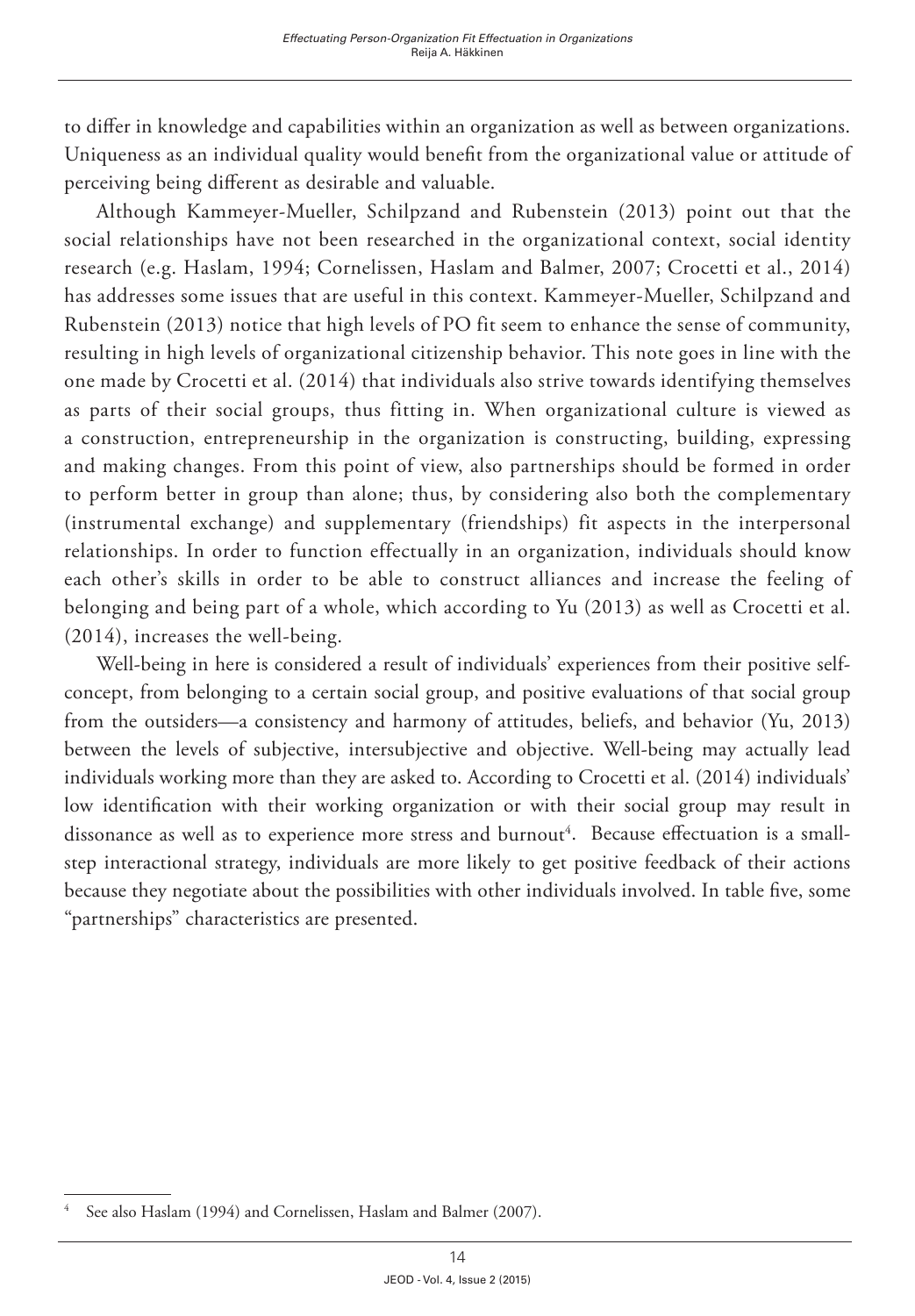to differ in knowledge and capabilities within an organization as well as between organizations. Uniqueness as an individual quality would benefit from the organizational value or attitude of perceiving being different as desirable and valuable.

Although Kammeyer-Mueller, Schilpzand and Rubenstein (2013) point out that the social relationships have not been researched in the organizational context, social identity research (e.g. Haslam, 1994; Cornelissen, Haslam and Balmer, 2007; Crocetti et al., 2014) has addresses some issues that are useful in this context. Kammeyer-Mueller, Schilpzand and Rubenstein (2013) notice that high levels of PO fit seem to enhance the sense of community, resulting in high levels of organizational citizenship behavior. This note goes in line with the one made by Crocetti et al. (2014) that individuals also strive towards identifying themselves as parts of their social groups, thus fitting in. When organizational culture is viewed as a construction, entrepreneurship in the organization is constructing, building, expressing and making changes. From this point of view, also partnerships should be formed in order to perform better in group than alone; thus, by considering also both the complementary (instrumental exchange) and supplementary (friendships) fit aspects in the interpersonal relationships. In order to function effectually in an organization, individuals should know each other's skills in order to be able to construct alliances and increase the feeling of belonging and being part of a whole, which according to Yu (2013) as well as Crocetti et al. (2014), increases the well-being.

Well-being in here is considered a result of individuals' experiences from their positive self-concept, from belonging to a certain social group, and positive evaluations of that social group from the outsiders—a consistency and harmony of attitudes, beliefs, and behavior (Yu, 2013) between the levels of subjective, intersubjective and objective. Well-being may actually lead individuals working more than they are asked to. According to Crocetti et al. (2014) individuals' low identification with their working organization or with their social group may result in dissonance as well as to experience more stress and burnout[4]. Because effectuation is a small-step interactional strategy, individuals are more likely to get positive feedback of their actions because they negotiate about the possibilities with other individuals involved. In table five, some "partnerships" characteristics are presented.

[4] See also Haslam (1994) and Cornelissen, Haslam and Balmer (2007).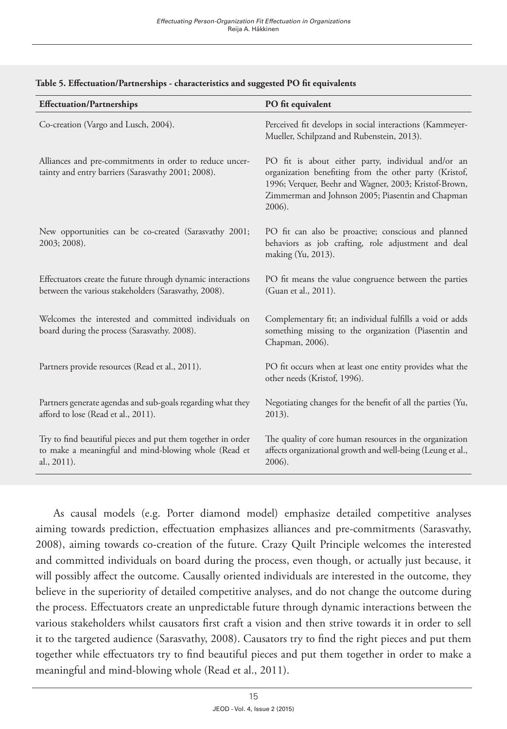**Table 5. Effectuation/Partnerships - characteristics and suggested PO fit equivalents**

| Effectuation/Partnerships | PO fit equivalent |
|---|---|
| Co-creation (Vargo and Lusch, 2004). | Perceived fit develops in social interactions (Kammeyer-Mueller, Schilpzand and Rubenstein, 2013). |
| Alliances and pre-commitments in order to reduce uncertainty and entry barriers (Sarasvathy 2001; 2008). | PO fit is about either party, individual and/or an organization benefiting from the other party (Kristof, 1996; Verquer, Beehr and Wagner, 2003; Kristof-Brown, Zimmerman and Johnson 2005; Piasentin and Chapman 2006). |
| New opportunities can be co-created (Sarasvathy 2001; 2003; 2008). | PO fit can also be proactive; conscious and planned behaviors as job crafting, role adjustment and deal making (Yu, 2013). |
| Effectuators create the future through dynamic interactions between the various stakeholders (Sarasvathy, 2008). | PO fit means the value congruence between the parties (Guan et al., 2011). |
| Welcomes the interested and committed individuals on board during the process (Sarasvathy. 2008). | Complementary fit; an individual fulfills a void or adds something missing to the organization (Piasentin and Chapman, 2006). |
| Partners provide resources (Read et al., 2011). | PO fit occurs when at least one entity provides what the other needs (Kristof, 1996). |
| Partners generate agendas and sub-goals regarding what they afford to lose (Read et al., 2011). | Negotiating changes for the benefit of all the parties (Yu, 2013). |
| Try to find beautiful pieces and put them together in order to make a meaningful and mind-blowing whole (Read et al., 2011). | The quality of core human resources in the organization affects organizational growth and well-being (Leung et al., 2006). |

As causal models (e.g. Porter diamond model) emphasize detailed competitive analyses aiming towards prediction, effectuation emphasizes alliances and pre-commitments (Sarasvathy, 2008), aiming towards co-creation of the future. Crazy Quilt Principle welcomes the interested and committed individuals on board during the process, even though, or actually just because, it will possibly affect the outcome. Causally oriented individuals are interested in the outcome, they believe in the superiority of detailed competitive analyses, and do not change the outcome during the process. Effectuators create an unpredictable future through dynamic interactions between the various stakeholders whilst causators first craft a vision and then strive towards it in order to sell it to the targeted audience (Sarasvathy, 2008). Causators try to find the right pieces and put them together while effectuators try to find beautiful pieces and put them together in order to make a meaningful and mind-blowing whole (Read et al., 2011).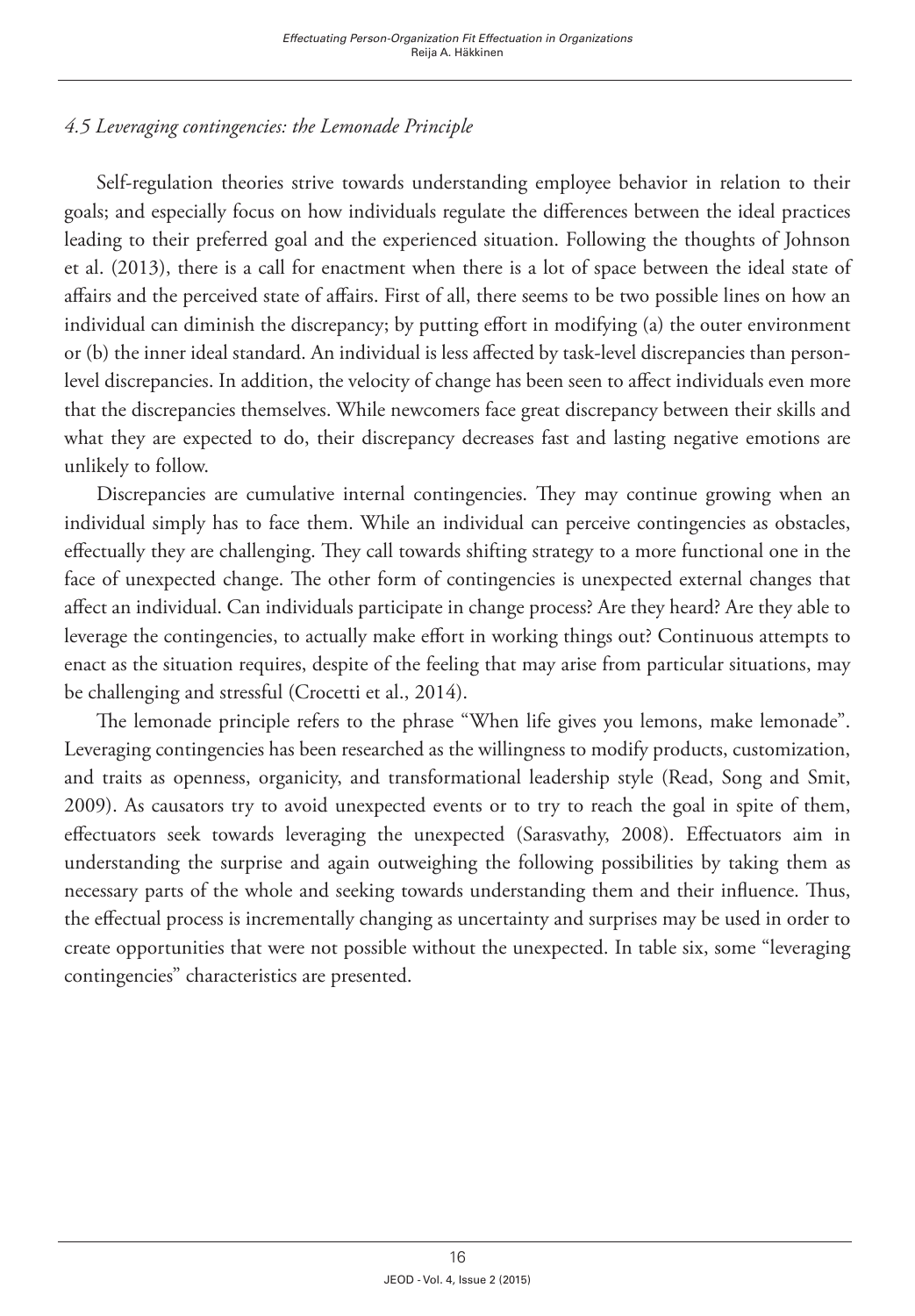### *4.5 Leveraging contingencies: the Lemonade Principle*

Self-regulation theories strive towards understanding employee behavior in relation to their goals; and especially focus on how individuals regulate the differences between the ideal practices leading to their preferred goal and the experienced situation. Following the thoughts of Johnson et al. (2013), there is a call for enactment when there is a lot of space between the ideal state of affairs and the perceived state of affairs. First of all, there seems to be two possible lines on how an individual can diminish the discrepancy; by putting effort in modifying (a) the outer environment or (b) the inner ideal standard. An individual is less affected by task-level discrepancies than person-level discrepancies. In addition, the velocity of change has been seen to affect individuals even more that the discrepancies themselves. While newcomers face great discrepancy between their skills and what they are expected to do, their discrepancy decreases fast and lasting negative emotions are unlikely to follow.

Discrepancies are cumulative internal contingencies. They may continue growing when an individual simply has to face them. While an individual can perceive contingencies as obstacles, effectually they are challenging. They call towards shifting strategy to a more functional one in the face of unexpected change. The other form of contingencies is unexpected external changes that affect an individual. Can individuals participate in change process? Are they heard? Are they able to leverage the contingencies, to actually make effort in working things out? Continuous attempts to enact as the situation requires, despite of the feeling that may arise from particular situations, may be challenging and stressful (Crocetti et al., 2014).

The lemonade principle refers to the phrase "When life gives you lemons, make lemonade". Leveraging contingencies has been researched as the willingness to modify products, customization, and traits as openness, organicity, and transformational leadership style (Read, Song and Smit, 2009). As causators try to avoid unexpected events or to try to reach the goal in spite of them, effectuators seek towards leveraging the unexpected (Sarasvathy, 2008). Effectuators aim in understanding the surprise and again outweighing the following possibilities by taking them as necessary parts of the whole and seeking towards understanding them and their influence. Thus, the effectual process is incrementally changing as uncertainty and surprises may be used in order to create opportunities that were not possible without the unexpected. In table six, some "leveraging contingencies" characteristics are presented.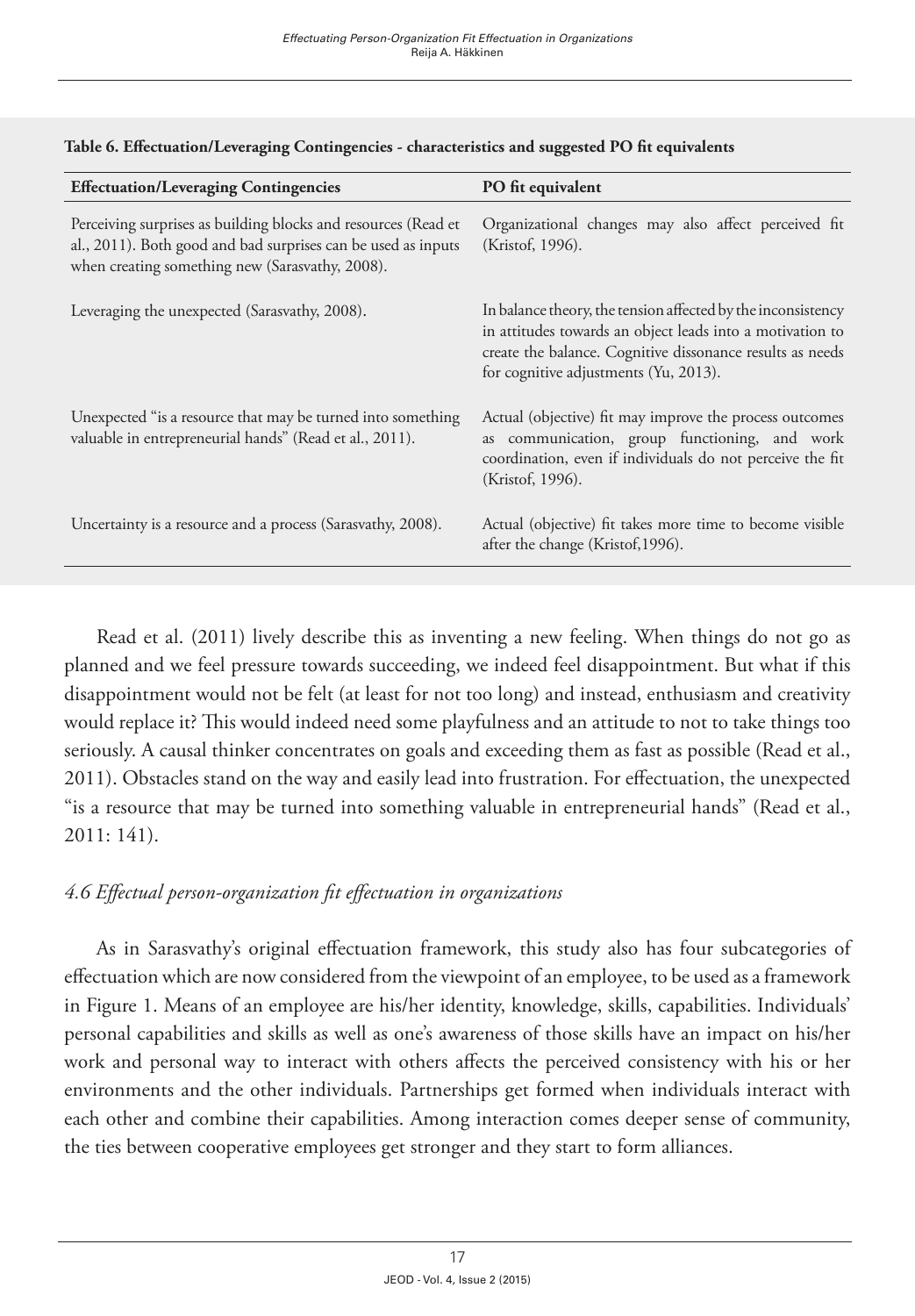**Table 6. Effectuation/Leveraging Contingencies - characteristics and suggested PO fit equivalents**

| Effectuation/Leveraging Contingencies | PO fit equivalent |
|---|---|
| Perceiving surprises as building blocks and resources (Read et al., 2011). Both good and bad surprises can be used as inputs when creating something new (Sarasvathy, 2008). | Organizational changes may also affect perceived fit (Kristof, 1996). |
| Leveraging the unexpected (Sarasvathy, 2008). | In balance theory, the tension affected by the inconsistency in attitudes towards an object leads into a motivation to create the balance. Cognitive dissonance results as needs for cognitive adjustments (Yu, 2013). |
| Unexpected "is a resource that may be turned into something valuable in entrepreneurial hands" (Read et al., 2011). | Actual (objective) fit may improve the process outcomes as communication, group functioning, and work coordination, even if individuals do not perceive the fit (Kristof, 1996). |
| Uncertainty is a resource and a process (Sarasvathy, 2008). | Actual (objective) fit takes more time to become visible after the change (Kristof,1996). |

Read et al. (2011) lively describe this as inventing a new feeling. When things do not go as planned and we feel pressure towards succeeding, we indeed feel disappointment. But what if this disappointment would not be felt (at least for not too long) and instead, enthusiasm and creativity would replace it? This would indeed need some playfulness and an attitude to not to take things too seriously. A causal thinker concentrates on goals and exceeding them as fast as possible (Read et al., 2011). Obstacles stand on the way and easily lead into frustration. For effectuation, the unexpected "is a resource that may be turned into something valuable in entrepreneurial hands" (Read et al., 2011: 141).

### *4.6 Effectual person-organization fit effectuation in organizations*

As in Sarasvathy's original effectuation framework, this study also has four subcategories of effectuation which are now considered from the viewpoint of an employee, to be used as a framework in Figure 1. Means of an employee are his/her identity, knowledge, skills, capabilities. Individuals' personal capabilities and skills as well as one's awareness of those skills have an impact on his/her work and personal way to interact with others affects the perceived consistency with his or her environments and the other individuals. Partnerships get formed when individuals interact with each other and combine their capabilities. Among interaction comes deeper sense of community, the ties between cooperative employees get stronger and they start to form alliances.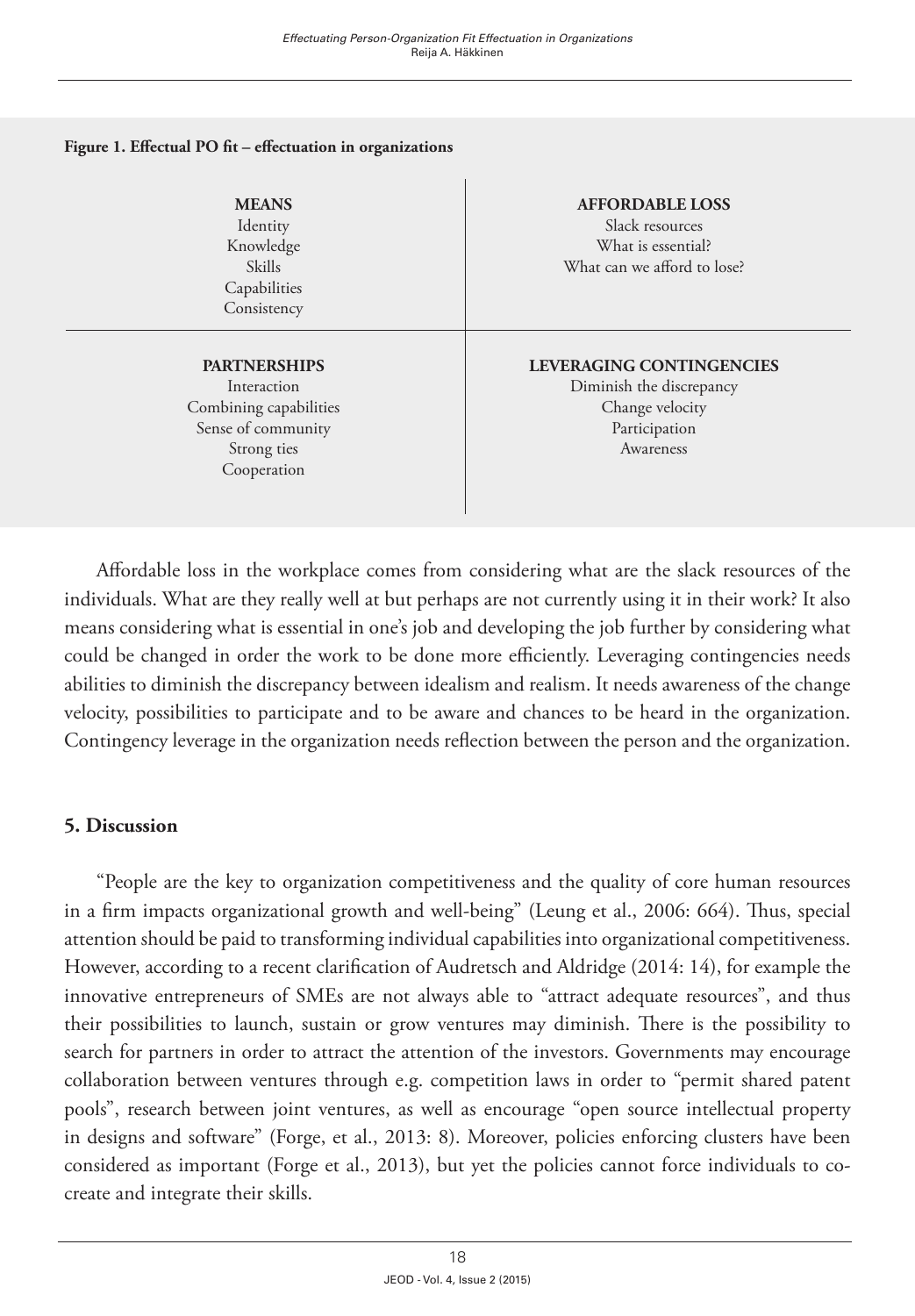**Figure 1. Effectual PO fit – effectuation in organizations**

| **MEANS**<br>Identity<br>Knowledge<br>Skills<br>Capabilities<br>Consistency | **AFFORDABLE LOSS**<br>Slack resources<br>What is essential?<br>What can we afford to lose? |
|---|---|
| **PARTNERSHIPS**<br>Interaction<br>Combining capabilities<br>Sense of community<br>Strong ties<br>Cooperation | **LEVERAGING CONTINGENCIES**<br>Diminish the discrepancy<br>Change velocity<br>Participation<br>Awareness |

Affordable loss in the workplace comes from considering what are the slack resources of the individuals. What are they really well at but perhaps are not currently using it in their work? It also means considering what is essential in one's job and developing the job further by considering what could be changed in order the work to be done more efficiently. Leveraging contingencies needs abilities to diminish the discrepancy between idealism and realism. It needs awareness of the change velocity, possibilities to participate and to be aware and chances to be heard in the organization. Contingency leverage in the organization needs reflection between the person and the organization.

## 5. Discussion

"People are the key to organization competitiveness and the quality of core human resources in a firm impacts organizational growth and well-being" (Leung et al., 2006: 664). Thus, special attention should be paid to transforming individual capabilities into organizational competitiveness. However, according to a recent clarification of Audretsch and Aldridge (2014: 14), for example the innovative entrepreneurs of SMEs are not always able to "attract adequate resources", and thus their possibilities to launch, sustain or grow ventures may diminish. There is the possibility to search for partners in order to attract the attention of the investors. Governments may encourage collaboration between ventures through e.g. competition laws in order to "permit shared patent pools", research between joint ventures, as well as encourage "open source intellectual property in designs and software" (Forge, et al., 2013: 8). Moreover, policies enforcing clusters have been considered as important (Forge et al., 2013), but yet the policies cannot force individuals to co-create and integrate their skills.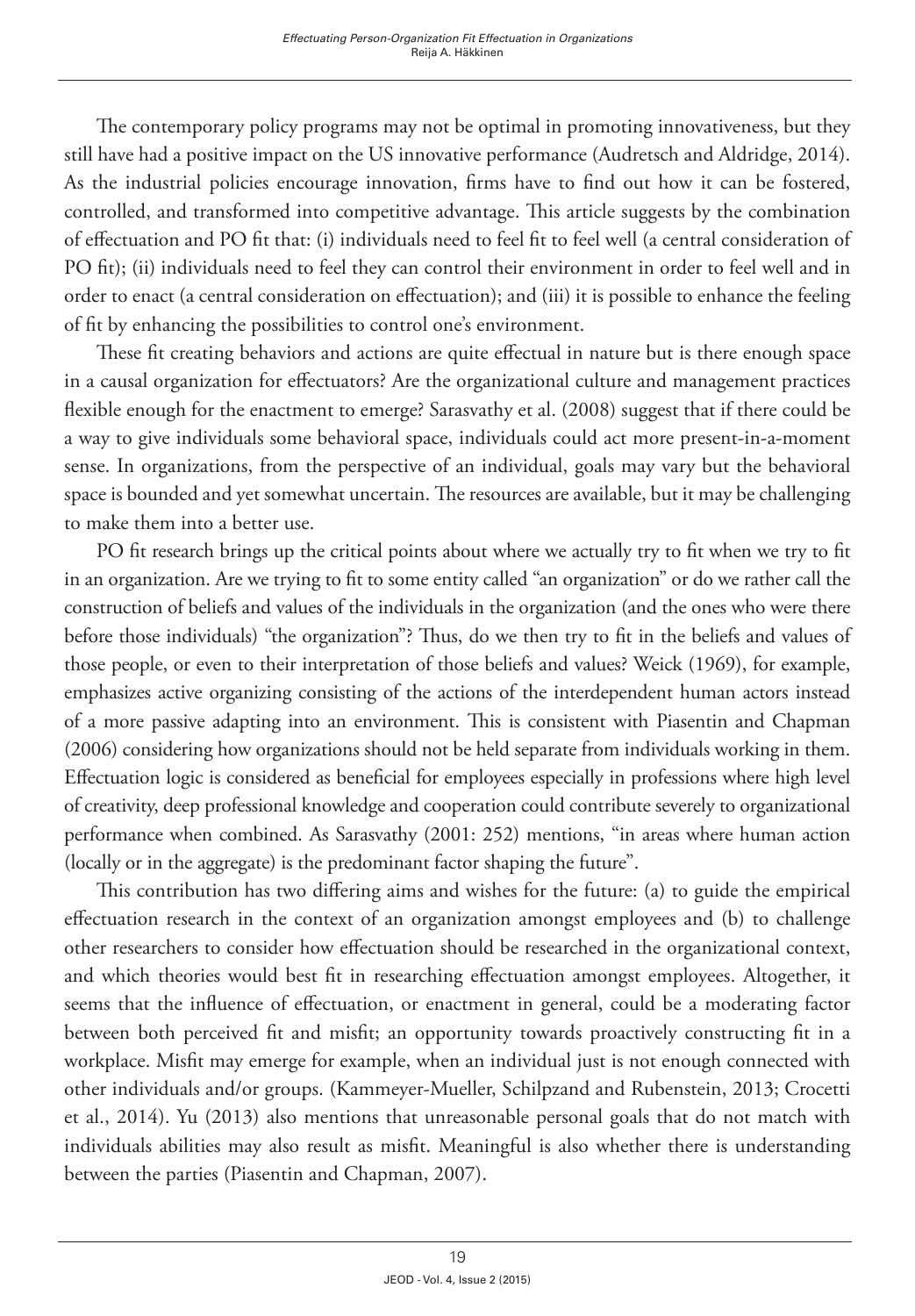The contemporary policy programs may not be optimal in promoting innovativeness, but they still have had a positive impact on the US innovative performance (Audretsch and Aldridge, 2014). As the industrial policies encourage innovation, firms have to find out how it can be fostered, controlled, and transformed into competitive advantage. This article suggests by the combination of effectuation and PO fit that: (i) individuals need to feel fit to feel well (a central consideration of PO fit); (ii) individuals need to feel they can control their environment in order to feel well and in order to enact (a central consideration on effectuation); and (iii) it is possible to enhance the feeling of fit by enhancing the possibilities to control one's environment.

These fit creating behaviors and actions are quite effectual in nature but is there enough space in a causal organization for effectuators? Are the organizational culture and management practices flexible enough for the enactment to emerge? Sarasvathy et al. (2008) suggest that if there could be a way to give individuals some behavioral space, individuals could act more present-in-a-moment sense. In organizations, from the perspective of an individual, goals may vary but the behavioral space is bounded and yet somewhat uncertain. The resources are available, but it may be challenging to make them into a better use.

PO fit research brings up the critical points about where we actually try to fit when we try to fit in an organization. Are we trying to fit to some entity called "an organization" or do we rather call the construction of beliefs and values of the individuals in the organization (and the ones who were there before those individuals) "the organization"? Thus, do we then try to fit in the beliefs and values of those people, or even to their interpretation of those beliefs and values? Weick (1969), for example, emphasizes active organizing consisting of the actions of the interdependent human actors instead of a more passive adapting into an environment. This is consistent with Piasentin and Chapman (2006) considering how organizations should not be held separate from individuals working in them. Effectuation logic is considered as beneficial for employees especially in professions where high level of creativity, deep professional knowledge and cooperation could contribute severely to organizational performance when combined. As Sarasvathy (2001: 252) mentions, "in areas where human action (locally or in the aggregate) is the predominant factor shaping the future".

This contribution has two differing aims and wishes for the future: (a) to guide the empirical effectuation research in the context of an organization amongst employees and (b) to challenge other researchers to consider how effectuation should be researched in the organizational context, and which theories would best fit in researching effectuation amongst employees. Altogether, it seems that the influence of effectuation, or enactment in general, could be a moderating factor between both perceived fit and misfit; an opportunity towards proactively constructing fit in a workplace. Misfit may emerge for example, when an individual just is not enough connected with other individuals and/or groups. (Kammeyer-Mueller, Schilpzand and Rubenstein, 2013; Crocetti et al., 2014). Yu (2013) also mentions that unreasonable personal goals that do not match with individuals abilities may also result as misfit. Meaningful is also whether there is understanding between the parties (Piasentin and Chapman, 2007).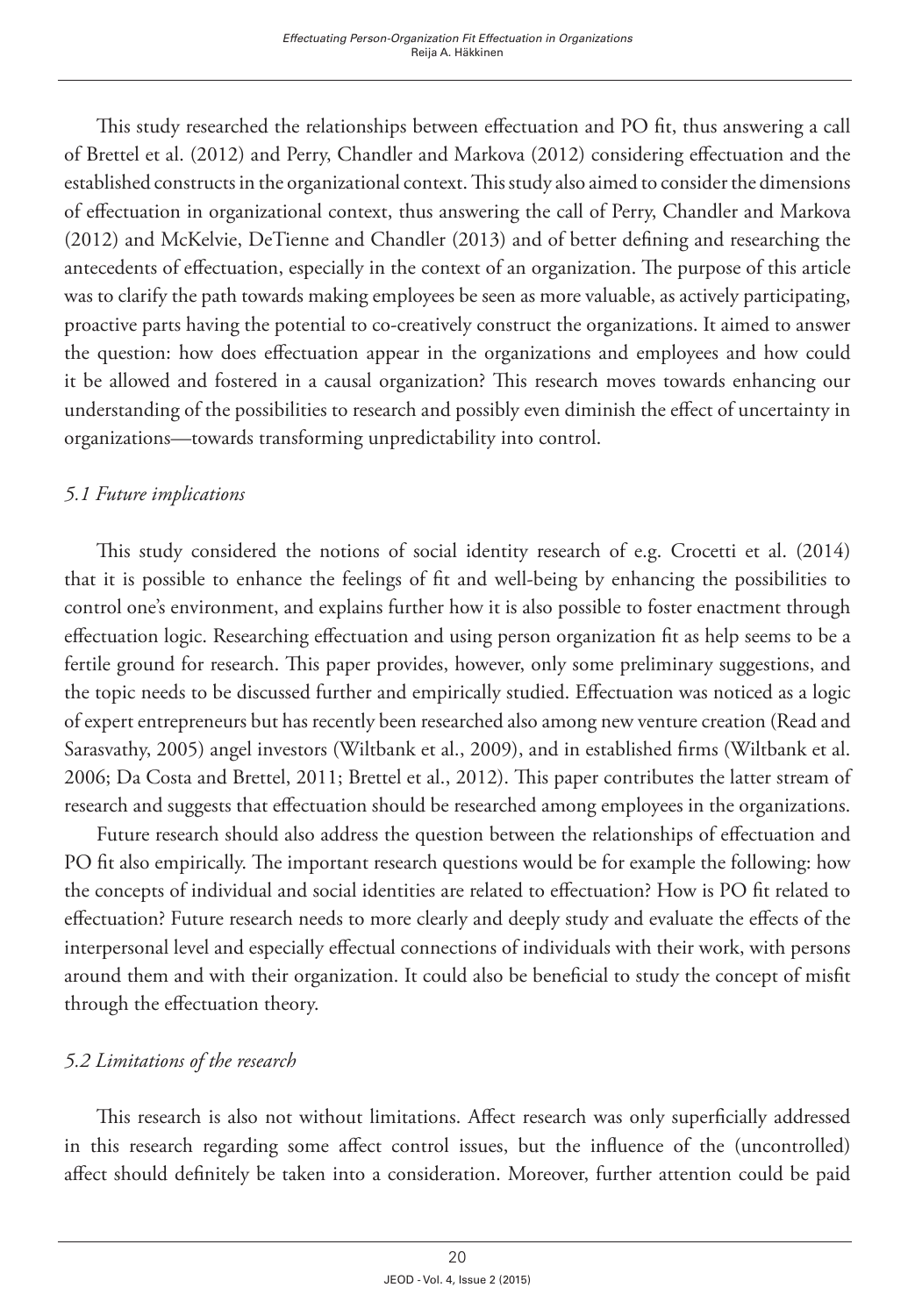This study researched the relationships between effectuation and PO fit, thus answering a call of Brettel et al. (2012) and Perry, Chandler and Markova (2012) considering effectuation and the established constructs in the organizational context. This study also aimed to consider the dimensions of effectuation in organizational context, thus answering the call of Perry, Chandler and Markova (2012) and McKelvie, DeTienne and Chandler (2013) and of better defining and researching the antecedents of effectuation, especially in the context of an organization. The purpose of this article was to clarify the path towards making employees be seen as more valuable, as actively participating, proactive parts having the potential to co-creatively construct the organizations. It aimed to answer the question: how does effectuation appear in the organizations and employees and how could it be allowed and fostered in a causal organization? This research moves towards enhancing our understanding of the possibilities to research and possibly even diminish the effect of uncertainty in organizations—towards transforming unpredictability into control.

### *5.1 Future implications*

This study considered the notions of social identity research of e.g. Crocetti et al. (2014) that it is possible to enhance the feelings of fit and well-being by enhancing the possibilities to control one's environment, and explains further how it is also possible to foster enactment through effectuation logic. Researching effectuation and using person organization fit as help seems to be a fertile ground for research. This paper provides, however, only some preliminary suggestions, and the topic needs to be discussed further and empirically studied. Effectuation was noticed as a logic of expert entrepreneurs but has recently been researched also among new venture creation (Read and Sarasvathy, 2005) angel investors (Wiltbank et al., 2009), and in established firms (Wiltbank et al. 2006; Da Costa and Brettel, 2011; Brettel et al., 2012). This paper contributes the latter stream of research and suggests that effectuation should be researched among employees in the organizations.

Future research should also address the question between the relationships of effectuation and PO fit also empirically. The important research questions would be for example the following: how the concepts of individual and social identities are related to effectuation? How is PO fit related to effectuation? Future research needs to more clearly and deeply study and evaluate the effects of the interpersonal level and especially effectual connections of individuals with their work, with persons around them and with their organization. It could also be beneficial to study the concept of misfit through the effectuation theory.

### *5.2 Limitations of the research*

This research is also not without limitations. Affect research was only superficially addressed in this research regarding some affect control issues, but the influence of the (uncontrolled) affect should definitely be taken into a consideration. Moreover, further attention could be paid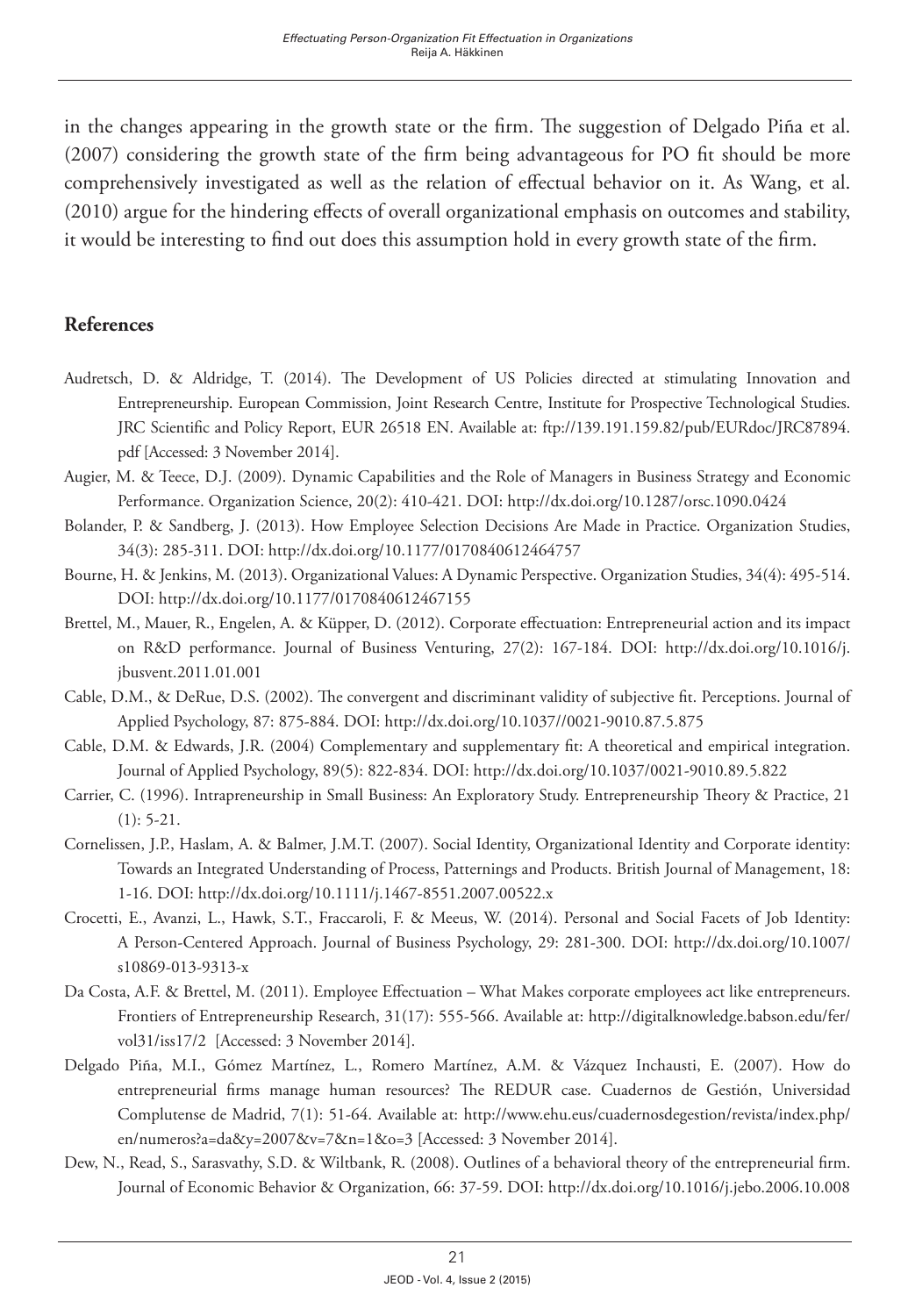in the changes appearing in the growth state or the firm. The suggestion of Delgado Piña et al. (2007) considering the growth state of the firm being advantageous for PO fit should be more comprehensively investigated as well as the relation of effectual behavior on it. As Wang, et al. (2010) argue for the hindering effects of overall organizational emphasis on outcomes and stability, it would be interesting to find out does this assumption hold in every growth state of the firm.

## References

Audretsch, D. & Aldridge, T. (2014). The Development of US Policies directed at stimulating Innovation and Entrepreneurship. European Commission, Joint Research Centre, Institute for Prospective Technological Studies. JRC Scientific and Policy Report, EUR 26518 EN. Available at: ftp://139.191.159.82/pub/EURdoc/JRC87894.pdf [Accessed: 3 November 2014].

Augier, M. & Teece, D.J. (2009). Dynamic Capabilities and the Role of Managers in Business Strategy and Economic Performance. Organization Science, 20(2): 410-421. DOI: http://dx.doi.org/10.1287/orsc.1090.0424

Bolander, P. & Sandberg, J. (2013). How Employee Selection Decisions Are Made in Practice. Organization Studies, 34(3): 285-311. DOI: http://dx.doi.org/10.1177/0170840612464757

Bourne, H. & Jenkins, M. (2013). Organizational Values: A Dynamic Perspective. Organization Studies, 34(4): 495-514. DOI: http://dx.doi.org/10.1177/0170840612467155

Brettel, M., Mauer, R., Engelen, A. & Küpper, D. (2012). Corporate effectuation: Entrepreneurial action and its impact on R&D performance. Journal of Business Venturing, 27(2): 167-184. DOI: http://dx.doi.org/10.1016/j.jbusvent.2011.01.001

Cable, D.M., & DeRue, D.S. (2002). The convergent and discriminant validity of subjective fit. Perceptions. Journal of Applied Psychology, 87: 875-884. DOI: http://dx.doi.org/10.1037//0021-9010.87.5.875

Cable, D.M. & Edwards, J.R. (2004) Complementary and supplementary fit: A theoretical and empirical integration. Journal of Applied Psychology, 89(5): 822-834. DOI: http://dx.doi.org/10.1037/0021-9010.89.5.822

Carrier, C. (1996). Intrapreneurship in Small Business: An Exploratory Study. Entrepreneurship Theory & Practice, 21 (1): 5-21.

Cornelissen, J.P., Haslam, A. & Balmer, J.M.T. (2007). Social Identity, Organizational Identity and Corporate identity: Towards an Integrated Understanding of Process, Patternings and Products. British Journal of Management, 18: 1-16. DOI: http://dx.doi.org/10.1111/j.1467-8551.2007.00522.x

Crocetti, E., Avanzi, L., Hawk, S.T., Fraccaroli, F. & Meeus, W. (2014). Personal and Social Facets of Job Identity: A Person-Centered Approach. Journal of Business Psychology, 29: 281-300. DOI: http://dx.doi.org/10.1007/s10869-013-9313-x

Da Costa, A.F. & Brettel, M. (2011). Employee Effectuation – What Makes corporate employees act like entrepreneurs. Frontiers of Entrepreneurship Research, 31(17): 555-566. Available at: http://digitalknowledge.babson.edu/fer/vol31/iss17/2 [Accessed: 3 November 2014].

Delgado Piña, M.I., Gómez Martínez, L., Romero Martínez, A.M. & Vázquez Inchausti, E. (2007). How do entrepreneurial firms manage human resources? The REDUR case. Cuadernos de Gestión, Universidad Complutense de Madrid, 7(1): 51-64. Available at: http://www.ehu.eus/cuadernosdegestion/revista/index.php/en/numeros?a=da&y=2007&v=7&n=1&o=3 [Accessed: 3 November 2014].

Dew, N., Read, S., Sarasvathy, S.D. & Wiltbank, R. (2008). Outlines of a behavioral theory of the entrepreneurial firm. Journal of Economic Behavior & Organization, 66: 37-59. DOI: http://dx.doi.org/10.1016/j.jebo.2006.10.008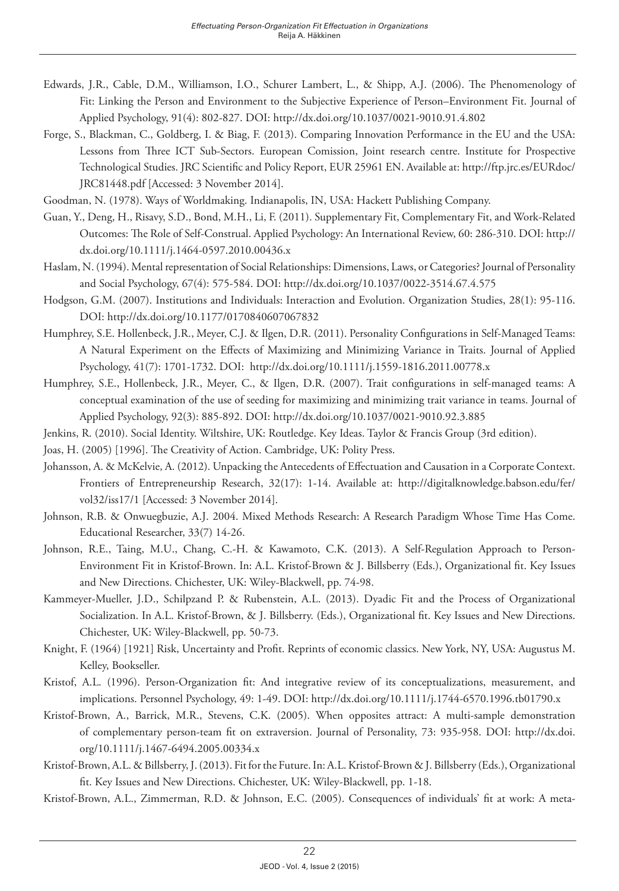Edwards, J.R., Cable, D.M., Williamson, I.O., Schurer Lambert, L., & Shipp, A.J. (2006). The Phenomenology of Fit: Linking the Person and Environment to the Subjective Experience of Person–Environment Fit. Journal of Applied Psychology, 91(4): 802-827. DOI: http://dx.doi.org/10.1037/0021-9010.91.4.802

Forge, S., Blackman, C., Goldberg, I. & Biag, F. (2013). Comparing Innovation Performance in the EU and the USA: Lessons from Three ICT Sub-Sectors. European Comission, Joint research centre. Institute for Prospective Technological Studies. JRC Scientific and Policy Report, EUR 25961 EN. Available at: http://ftp.jrc.es/EURdoc/JRC81448.pdf [Accessed: 3 November 2014].

Goodman, N. (1978). Ways of Worldmaking. Indianapolis, IN, USA: Hackett Publishing Company.

Guan, Y., Deng, H., Risavy, S.D., Bond, M.H., Li, F. (2011). Supplementary Fit, Complementary Fit, and Work-Related Outcomes: The Role of Self-Construal. Applied Psychology: An International Review, 60: 286-310. DOI: http://dx.doi.org/10.1111/j.1464-0597.2010.00436.x

Haslam, N. (1994). Mental representation of Social Relationships: Dimensions, Laws, or Categories? Journal of Personality and Social Psychology, 67(4): 575-584. DOI: http://dx.doi.org/10.1037/0022-3514.67.4.575

Hodgson, G.M. (2007). Institutions and Individuals: Interaction and Evolution. Organization Studies, 28(1): 95-116. DOI: http://dx.doi.org/10.1177/0170840607067832

Humphrey, S.E. Hollenbeck, J.R., Meyer, C.J. & Ilgen, D.R. (2011). Personality Configurations in Self-Managed Teams: A Natural Experiment on the Effects of Maximizing and Minimizing Variance in Traits. Journal of Applied Psychology, 41(7): 1701-1732. DOI: http://dx.doi.org/10.1111/j.1559-1816.2011.00778.x

Humphrey, S.E., Hollenbeck, J.R., Meyer, C., & Ilgen, D.R. (2007). Trait configurations in self-managed teams: A conceptual examination of the use of seeding for maximizing and minimizing trait variance in teams. Journal of Applied Psychology, 92(3): 885-892. DOI: http://dx.doi.org/10.1037/0021-9010.92.3.885

Jenkins, R. (2010). Social Identity. Wiltshire, UK: Routledge. Key Ideas. Taylor & Francis Group (3rd edition).

Joas, H. (2005) [1996]. The Creativity of Action. Cambridge, UK: Polity Press.

Johansson, A. & McKelvie, A. (2012). Unpacking the Antecedents of Effectuation and Causation in a Corporate Context. Frontiers of Entrepreneurship Research, 32(17): 1-14. Available at: http://digitalknowledge.babson.edu/fer/vol32/iss17/1 [Accessed: 3 November 2014].

Johnson, R.B. & Onwuegbuzie, A.J. 2004. Mixed Methods Research: A Research Paradigm Whose Time Has Come. Educational Researcher, 33(7) 14-26.

Johnson, R.E., Taing, M.U., Chang, C.-H. & Kawamoto, C.K. (2013). A Self-Regulation Approach to Person-Environment Fit in Kristof-Brown. In: A.L. Kristof-Brown & J. Billsberry (Eds.), Organizational fit. Key Issues and New Directions. Chichester, UK: Wiley-Blackwell, pp. 74-98.

Kammeyer-Mueller, J.D., Schilpzand P. & Rubenstein, A.L. (2013). Dyadic Fit and the Process of Organizational Socialization. In A.L. Kristof-Brown, & J. Billsberry. (Eds.), Organizational fit. Key Issues and New Directions. Chichester, UK: Wiley-Blackwell, pp. 50-73.

Knight, F. (1964) [1921] Risk, Uncertainty and Profit. Reprints of economic classics. New York, NY, USA: Augustus M. Kelley, Bookseller.

Kristof, A.L. (1996). Person-Organization fit: And integrative review of its conceptualizations, measurement, and implications. Personnel Psychology, 49: 1-49. DOI: http://dx.doi.org/10.1111/j.1744-6570.1996.tb01790.x

Kristof-Brown, A., Barrick, M.R., Stevens, C.K. (2005). When opposites attract: A multi-sample demonstration of complementary person-team fit on extraversion. Journal of Personality, 73: 935-958. DOI: http://dx.doi.org/10.1111/j.1467-6494.2005.00334.x

Kristof-Brown, A.L. & Billsberry, J. (2013). Fit for the Future. In: A.L. Kristof-Brown & J. Billsberry (Eds.), Organizational fit. Key Issues and New Directions. Chichester, UK: Wiley-Blackwell, pp. 1-18.

Kristof-Brown, A.L., Zimmerman, R.D. & Johnson, E.C. (2005). Consequences of individuals' fit at work: A meta-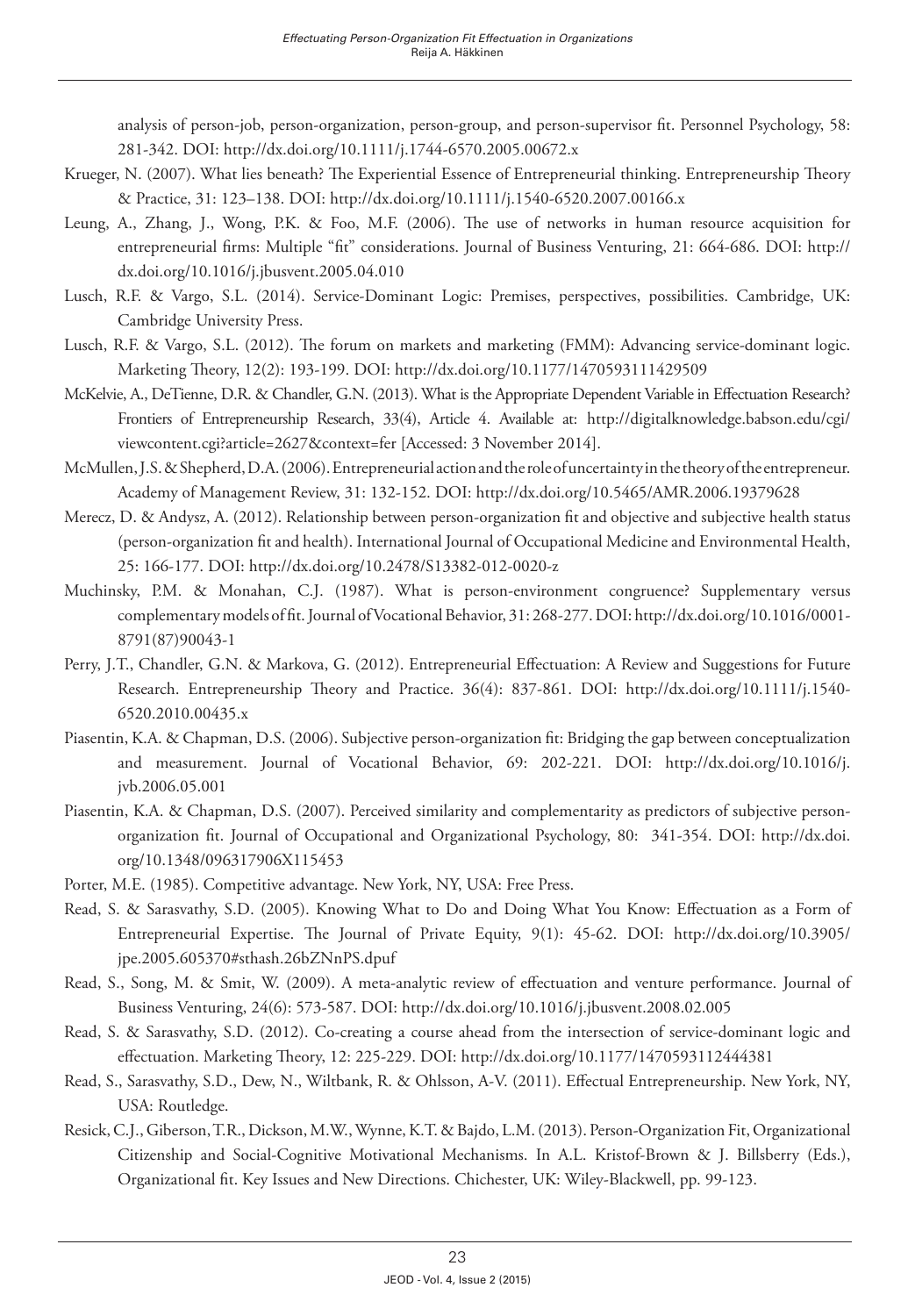analysis of person-job, person-organization, person-group, and person-supervisor fit. Personnel Psychology, 58: 281-342. DOI: http://dx.doi.org/10.1111/j.1744-6570.2005.00672.x

Krueger, N. (2007). What lies beneath? The Experiential Essence of Entrepreneurial thinking. Entrepreneurship Theory & Practice, 31: 123–138. DOI: http://dx.doi.org/10.1111/j.1540-6520.2007.00166.x

Leung, A., Zhang, J., Wong, P.K. & Foo, M.F. (2006). The use of networks in human resource acquisition for entrepreneurial firms: Multiple "fit" considerations. Journal of Business Venturing, 21: 664-686. DOI: http://dx.doi.org/10.1016/j.jbusvent.2005.04.010

Lusch, R.F. & Vargo, S.L. (2014). Service-Dominant Logic: Premises, perspectives, possibilities. Cambridge, UK: Cambridge University Press.

Lusch, R.F. & Vargo, S.L. (2012). The forum on markets and marketing (FMM): Advancing service-dominant logic. Marketing Theory, 12(2): 193-199. DOI: http://dx.doi.org/10.1177/1470593111429509

McKelvie, A., DeTienne, D.R. & Chandler, G.N. (2013). What is the Appropriate Dependent Variable in Effectuation Research? Frontiers of Entrepreneurship Research, 33(4), Article 4. Available at: http://digitalknowledge.babson.edu/cgi/viewcontent.cgi?article=2627&context=fer [Accessed: 3 November 2014].

McMullen, J.S. & Shepherd, D.A. (2006). Entrepreneurial action and the role of uncertainty in the theory of the entrepreneur. Academy of Management Review, 31: 132-152. DOI: http://dx.doi.org/10.5465/AMR.2006.19379628

Merecz, D. & Andysz, A. (2012). Relationship between person-organization fit and objective and subjective health status (person-organization fit and health). International Journal of Occupational Medicine and Environmental Health, 25: 166-177. DOI: http://dx.doi.org/10.2478/S13382-012-0020-z

Muchinsky, P.M. & Monahan, C.J. (1987). What is person-environment congruence? Supplementary versus complementary models of fit. Journal of Vocational Behavior, 31: 268-277. DOI: http://dx.doi.org/10.1016/0001-8791(87)90043-1

Perry, J.T., Chandler, G.N. & Markova, G. (2012). Entrepreneurial Effectuation: A Review and Suggestions for Future Research. Entrepreneurship Theory and Practice. 36(4): 837-861. DOI: http://dx.doi.org/10.1111/j.1540-6520.2010.00435.x

Piasentin, K.A. & Chapman, D.S. (2006). Subjective person-organization fit: Bridging the gap between conceptualization and measurement. Journal of Vocational Behavior, 69: 202-221. DOI: http://dx.doi.org/10.1016/j.jvb.2006.05.001

Piasentin, K.A. & Chapman, D.S. (2007). Perceived similarity and complementarity as predictors of subjective person-organization fit. Journal of Occupational and Organizational Psychology, 80: 341-354. DOI: http://dx.doi.org/10.1348/096317906X115453

Porter, M.E. (1985). Competitive advantage. New York, NY, USA: Free Press.

Read, S. & Sarasvathy, S.D. (2005). Knowing What to Do and Doing What You Know: Effectuation as a Form of Entrepreneurial Expertise. The Journal of Private Equity, 9(1): 45-62. DOI: http://dx.doi.org/10.3905/jpe.2005.605370#sthash.26bZNnPS.dpuf

Read, S., Song, M. & Smit, W. (2009). A meta-analytic review of effectuation and venture performance. Journal of Business Venturing, 24(6): 573-587. DOI: http://dx.doi.org/10.1016/j.jbusvent.2008.02.005

Read, S. & Sarasvathy, S.D. (2012). Co-creating a course ahead from the intersection of service-dominant logic and effectuation. Marketing Theory, 12: 225-229. DOI: http://dx.doi.org/10.1177/1470593112444381

Read, S., Sarasvathy, S.D., Dew, N., Wiltbank, R. & Ohlsson, A-V. (2011). Effectual Entrepreneurship. New York, NY, USA: Routledge.

Resick, C.J., Giberson, T.R., Dickson, M.W., Wynne, K.T. & Bajdo, L.M. (2013). Person-Organization Fit, Organizational Citizenship and Social-Cognitive Motivational Mechanisms. In A.L. Kristof-Brown & J. Billsberry (Eds.), Organizational fit. Key Issues and New Directions. Chichester, UK: Wiley-Blackwell, pp. 99-123.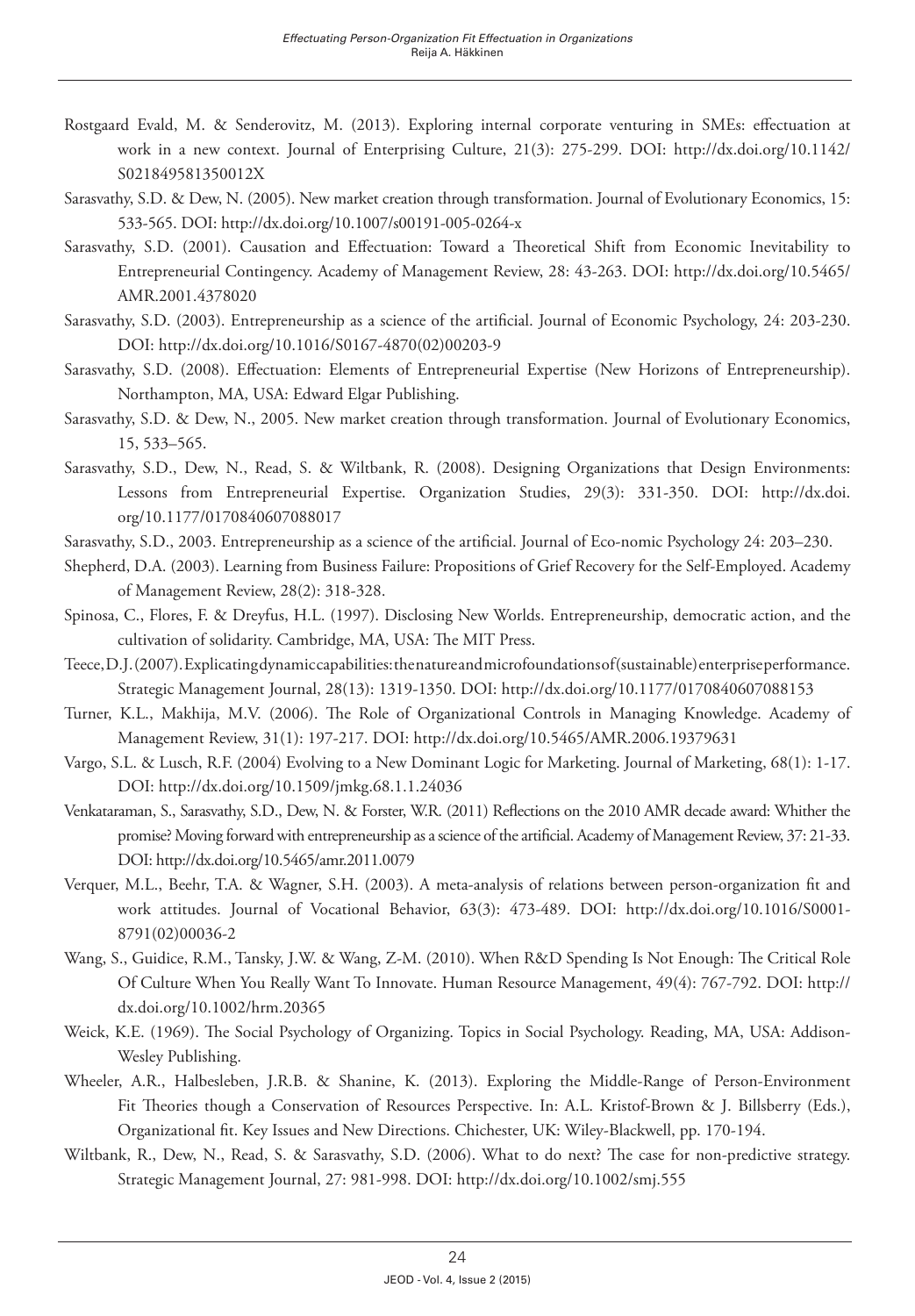Rostgaard Evald, M. & Senderovitz, M. (2013). Exploring internal corporate venturing in SMEs: effectuation at work in a new context. Journal of Enterprising Culture, 21(3): 275-299. DOI: http://dx.doi.org/10.1142/S021849581350012X

Sarasvathy, S.D. & Dew, N. (2005). New market creation through transformation. Journal of Evolutionary Economics, 15: 533-565. DOI: http://dx.doi.org/10.1007/s00191-005-0264-x

Sarasvathy, S.D. (2001). Causation and Effectuation: Toward a Theoretical Shift from Economic Inevitability to Entrepreneurial Contingency. Academy of Management Review, 28: 43-263. DOI: http://dx.doi.org/10.5465/AMR.2001.4378020

Sarasvathy, S.D. (2003). Entrepreneurship as a science of the artificial. Journal of Economic Psychology, 24: 203-230. DOI: http://dx.doi.org/10.1016/S0167-4870(02)00203-9

Sarasvathy, S.D. (2008). Effectuation: Elements of Entrepreneurial Expertise (New Horizons of Entrepreneurship). Northampton, MA, USA: Edward Elgar Publishing.

Sarasvathy, S.D. & Dew, N., 2005. New market creation through transformation. Journal of Evolutionary Economics, 15, 533–565.

Sarasvathy, S.D., Dew, N., Read, S. & Wiltbank, R. (2008). Designing Organizations that Design Environments: Lessons from Entrepreneurial Expertise. Organization Studies, 29(3): 331-350. DOI: http://dx.doi.org/10.1177/0170840607088017

Sarasvathy, S.D., 2003. Entrepreneurship as a science of the artificial. Journal of Eco-nomic Psychology 24: 203–230.

Shepherd, D.A. (2003). Learning from Business Failure: Propositions of Grief Recovery for the Self-Employed. Academy of Management Review, 28(2): 318-328.

Spinosa, C., Flores, F. & Dreyfus, H.L. (1997). Disclosing New Worlds. Entrepreneurship, democratic action, and the cultivation of solidarity. Cambridge, MA, USA: The MIT Press.

Teece, D.J. (2007). Explicating dynamic capabilities: the nature and microfoundations of (sustainable) enterprise performance. Strategic Management Journal, 28(13): 1319-1350. DOI: http://dx.doi.org/10.1177/0170840607088153

Turner, K.L., Makhija, M.V. (2006). The Role of Organizational Controls in Managing Knowledge. Academy of Management Review, 31(1): 197-217. DOI: http://dx.doi.org/10.5465/AMR.2006.19379631

Vargo, S.L. & Lusch, R.F. (2004) Evolving to a New Dominant Logic for Marketing. Journal of Marketing, 68(1): 1-17. DOI: http://dx.doi.org/10.1509/jmkg.68.1.1.24036

Venkataraman, S., Sarasvathy, S.D., Dew, N. & Forster, W.R. (2011) Reflections on the 2010 AMR decade award: Whither the promise? Moving forward with entrepreneurship as a science of the artificial. Academy of Management Review, 37: 21-33. DOI: http://dx.doi.org/10.5465/amr.2011.0079

Verquer, M.L., Beehr, T.A. & Wagner, S.H. (2003). A meta-analysis of relations between person-organization fit and work attitudes. Journal of Vocational Behavior, 63(3): 473-489. DOI: http://dx.doi.org/10.1016/S0001-8791(02)00036-2

Wang, S., Guidice, R.M., Tansky, J.W. & Wang, Z-M. (2010). When R&D Spending Is Not Enough: The Critical Role Of Culture When You Really Want To Innovate. Human Resource Management, 49(4): 767-792. DOI: http://dx.doi.org/10.1002/hrm.20365

Weick, K.E. (1969). The Social Psychology of Organizing. Topics in Social Psychology. Reading, MA, USA: Addison-Wesley Publishing.

Wheeler, A.R., Halbesleben, J.R.B. & Shanine, K. (2013). Exploring the Middle-Range of Person-Environment Fit Theories though a Conservation of Resources Perspective. In: A.L. Kristof-Brown & J. Billsberry (Eds.), Organizational fit. Key Issues and New Directions. Chichester, UK: Wiley-Blackwell, pp. 170-194.

Wiltbank, R., Dew, N., Read, S. & Sarasvathy, S.D. (2006). What to do next? The case for non-predictive strategy. Strategic Management Journal, 27: 981-998. DOI: http://dx.doi.org/10.1002/smj.555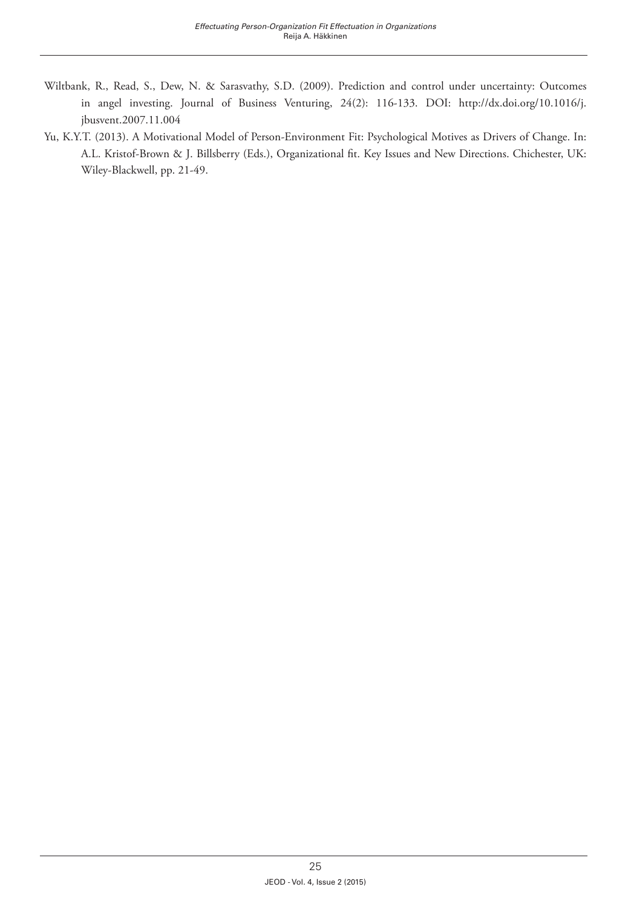Wiltbank, R., Read, S., Dew, N. & Sarasvathy, S.D. (2009). Prediction and control under uncertainty: Outcomes in angel investing. Journal of Business Venturing, 24(2): 116-133. DOI: http://dx.doi.org/10.1016/j.jbusvent.2007.11.004

Yu, K.Y.T. (2013). A Motivational Model of Person-Environment Fit: Psychological Motives as Drivers of Change. In: A.L. Kristof-Brown & J. Billsberry (Eds.), Organizational fit. Key Issues and New Directions. Chichester, UK: Wiley-Blackwell, pp. 21-49.